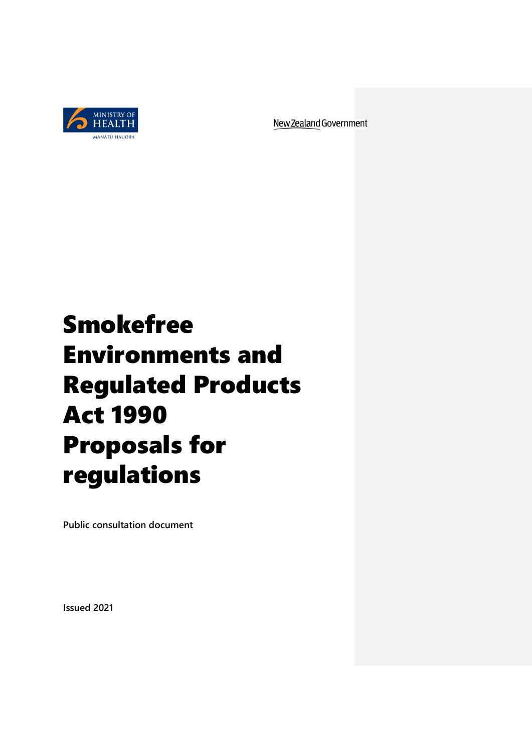MINISTRY OF HEALTH
MANATŪ HAUORA

New Zealand Government

# Smokefree Environments and Regulated Products Act 1990 Proposals for regulations

**Public consultation document**

**Issued 2021**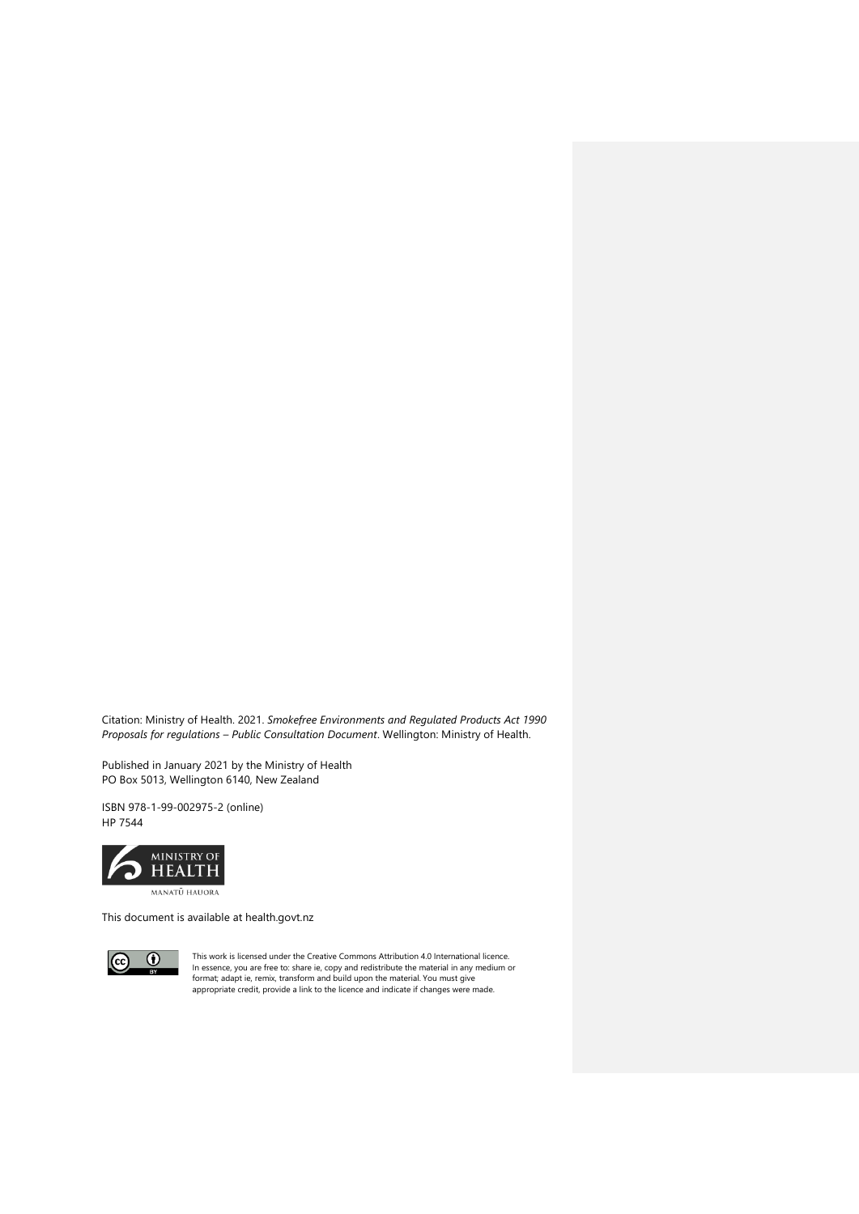Citation: Ministry of Health. 2021. *Smokefree Environments and Regulated Products Act 1990 Proposals for regulations – Public Consultation Document*. Wellington: Ministry of Health.

Published in January 2021 by the Ministry of Health
PO Box 5013, Wellington 6140, New Zealand

ISBN 978-1-99-002975-2 (online)
HP 7544

MINISTRY OF HEALTH
MANATŪ HAUORA

This document is available at health.govt.nz

This work is licensed under the Creative Commons Attribution 4.0 International licence. In essence, you are free to: share ie, copy and redistribute the material in any medium or format; adapt ie, remix, transform and build upon the material. You must give appropriate credit, provide a link to the licence and indicate if changes were made.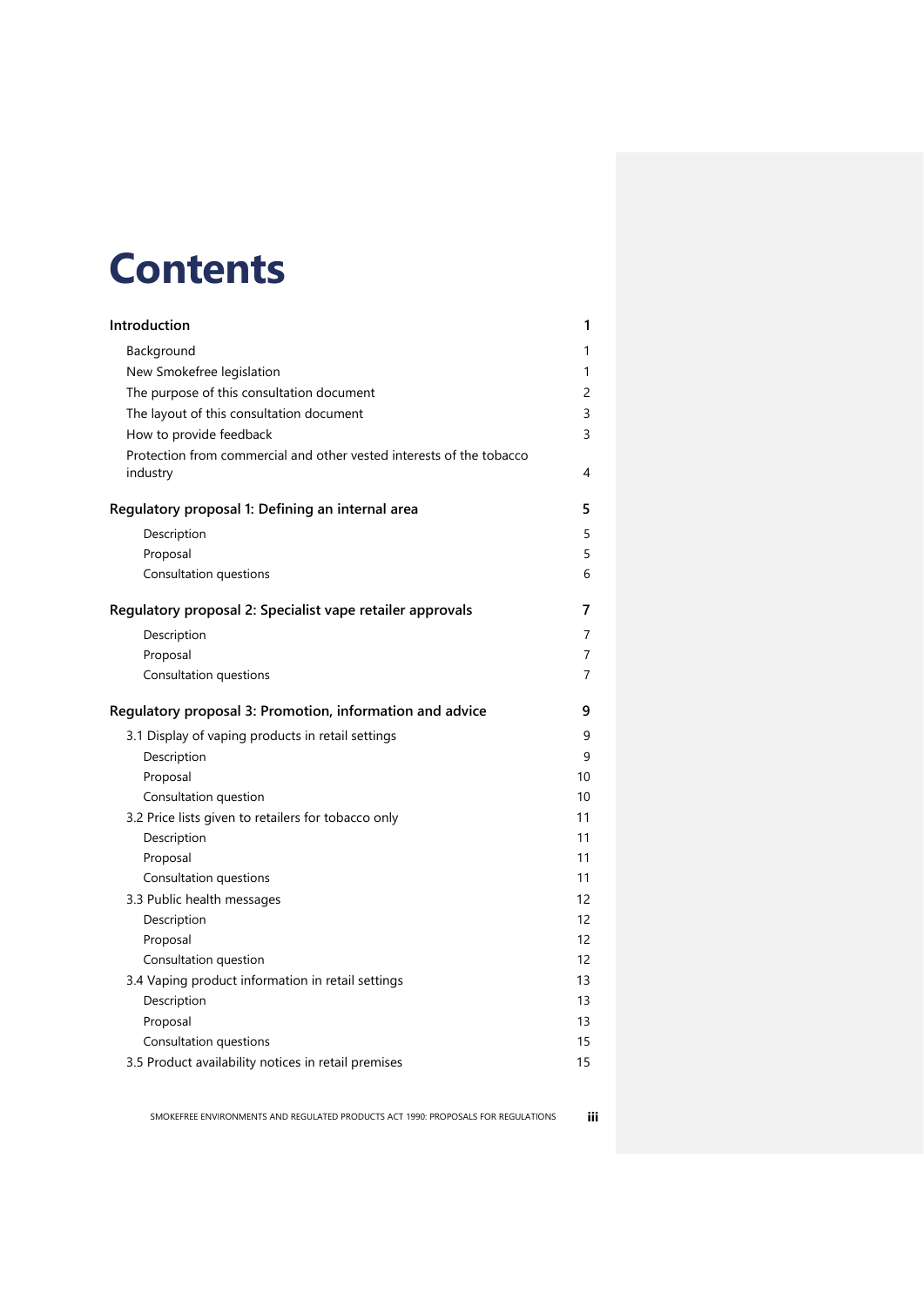# Contents

| | |
|---|---|
| **Introduction** | **1** |
| Background | 1 |
| New Smokefree legislation | 1 |
| The purpose of this consultation document | 2 |
| The layout of this consultation document | 3 |
| How to provide feedback | 3 |
| Protection from commercial and other vested interests of the tobacco industry | 4 |
| **Regulatory proposal 1: Defining an internal area** | **5** |
| Description | 5 |
| Proposal | 5 |
| Consultation questions | 6 |
| **Regulatory proposal 2: Specialist vape retailer approvals** | **7** |
| Description | 7 |
| Proposal | 7 |
| Consultation questions | 7 |
| **Regulatory proposal 3: Promotion, information and advice** | **9** |
| 3.1 Display of vaping products in retail settings | 9 |
| Description | 9 |
| Proposal | 10 |
| Consultation question | 10 |
| 3.2 Price lists given to retailers for tobacco only | 11 |
| Description | 11 |
| Proposal | 11 |
| Consultation questions | 11 |
| 3.3 Public health messages | 12 |
| Description | 12 |
| Proposal | 12 |
| Consultation question | 12 |
| 3.4 Vaping product information in retail settings | 13 |
| Description | 13 |
| Proposal | 13 |
| Consultation questions | 15 |
| 3.5 Product availability notices in retail premises | 15 |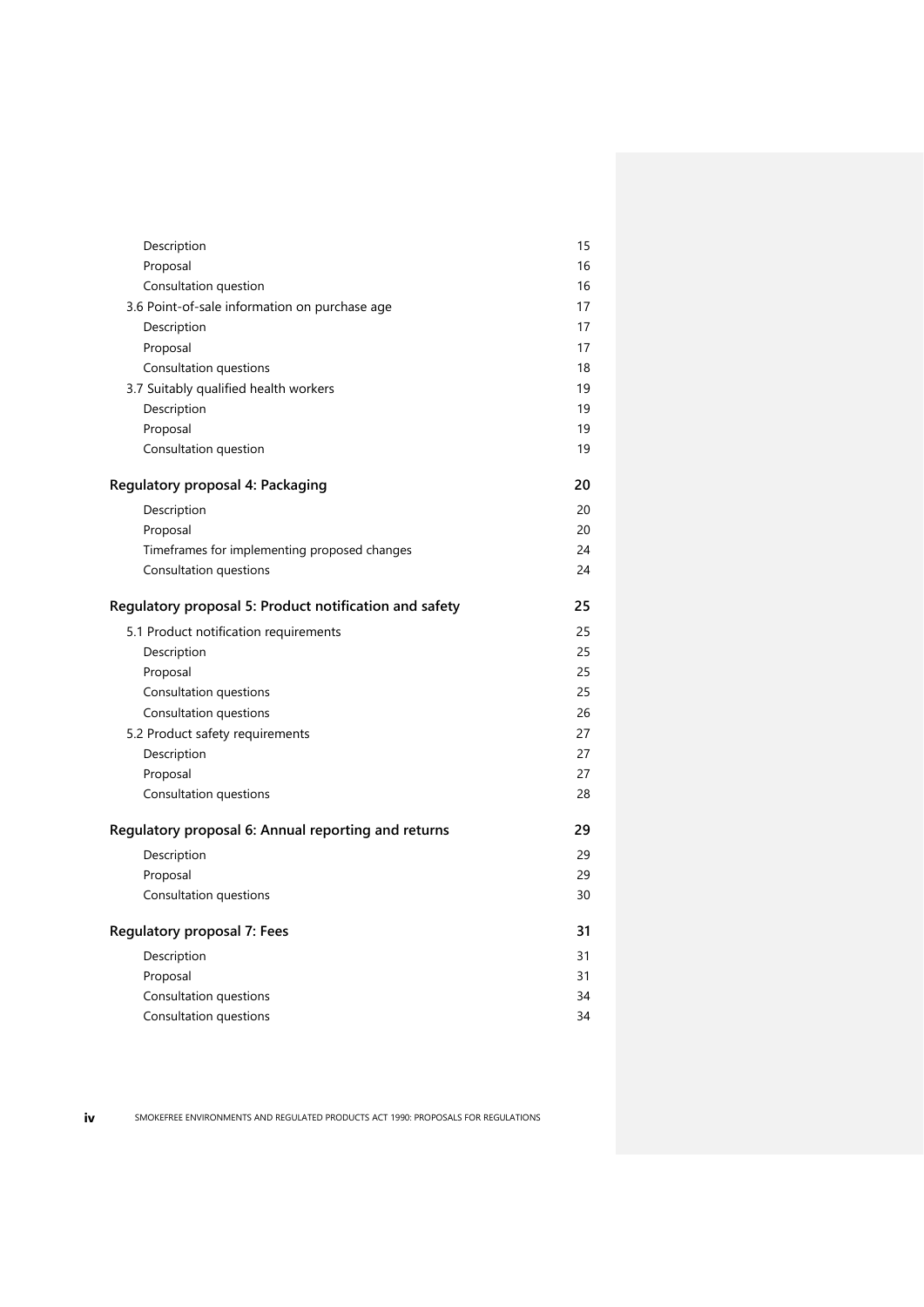Description 15

Proposal 16

Consultation question 16

3.6 Point-of-sale information on purchase age 17

Description 17

Proposal 17

Consultation questions 18

3.7 Suitably qualified health workers 19

Description 19

Proposal 19

Consultation question 19

**Regulatory proposal 4: Packaging 20**

Description 20

Proposal 20

Timeframes for implementing proposed changes 24

Consultation questions 24

**Regulatory proposal 5: Product notification and safety 25**

5.1 Product notification requirements 25

Description 25

Proposal 25

Consultation questions 25

Consultation questions 26

5.2 Product safety requirements 27

Description 27

Proposal 27

Consultation questions 28

**Regulatory proposal 6: Annual reporting and returns 29**

Description 29

Proposal 29

Consultation questions 30

**Regulatory proposal 7: Fees 31**

Description 31

Proposal 31

Consultation questions 34

Consultation questions 34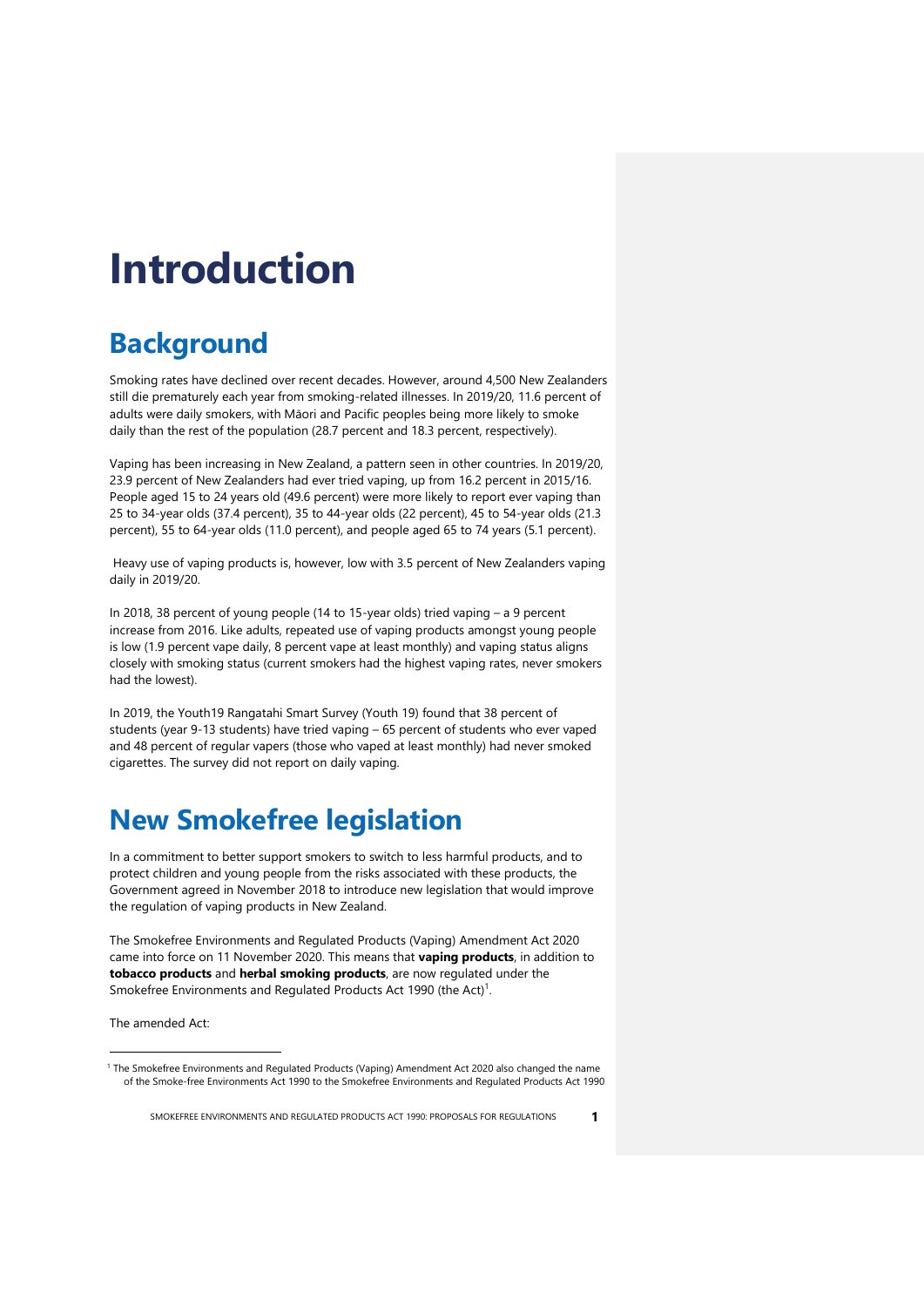# Introduction

## Background

Smoking rates have declined over recent decades. However, around 4,500 New Zealanders still die prematurely each year from smoking-related illnesses. In 2019/20, 11.6 percent of adults were daily smokers, with Māori and Pacific peoples being more likely to smoke daily than the rest of the population (28.7 percent and 18.3 percent, respectively).

Vaping has been increasing in New Zealand, a pattern seen in other countries. In 2019/20, 23.9 percent of New Zealanders had ever tried vaping, up from 16.2 percent in 2015/16. People aged 15 to 24 years old (49.6 percent) were more likely to report ever vaping than 25 to 34-year olds (37.4 percent), 35 to 44-year olds (22 percent), 45 to 54-year olds (21.3 percent), 55 to 64-year olds (11.0 percent), and people aged 65 to 74 years (5.1 percent).

Heavy use of vaping products is, however, low with 3.5 percent of New Zealanders vaping daily in 2019/20.

In 2018, 38 percent of young people (14 to 15-year olds) tried vaping – a 9 percent increase from 2016. Like adults, repeated use of vaping products amongst young people is low (1.9 percent vape daily, 8 percent vape at least monthly) and vaping status aligns closely with smoking status (current smokers had the highest vaping rates, never smokers had the lowest).

In 2019, the Youth19 Rangatahi Smart Survey (Youth 19) found that 38 percent of students (year 9-13 students) have tried vaping – 65 percent of students who ever vaped and 48 percent of regular vapers (those who vaped at least monthly) had never smoked cigarettes. The survey did not report on daily vaping.

## New Smokefree legislation

In a commitment to better support smokers to switch to less harmful products, and to protect children and young people from the risks associated with these products, the Government agreed in November 2018 to introduce new legislation that would improve the regulation of vaping products in New Zealand.

The Smokefree Environments and Regulated Products (Vaping) Amendment Act 2020 came into force on 11 November 2020. This means that **vaping products**, in addition to **tobacco products** and **herbal smoking products**, are now regulated under the Smokefree Environments and Regulated Products Act 1990 (the Act)[1].

The amended Act:

[1] The Smokefree Environments and Regulated Products (Vaping) Amendment Act 2020 also changed the name of the Smoke-free Environments Act 1990 to the Smokefree Environments and Regulated Products Act 1990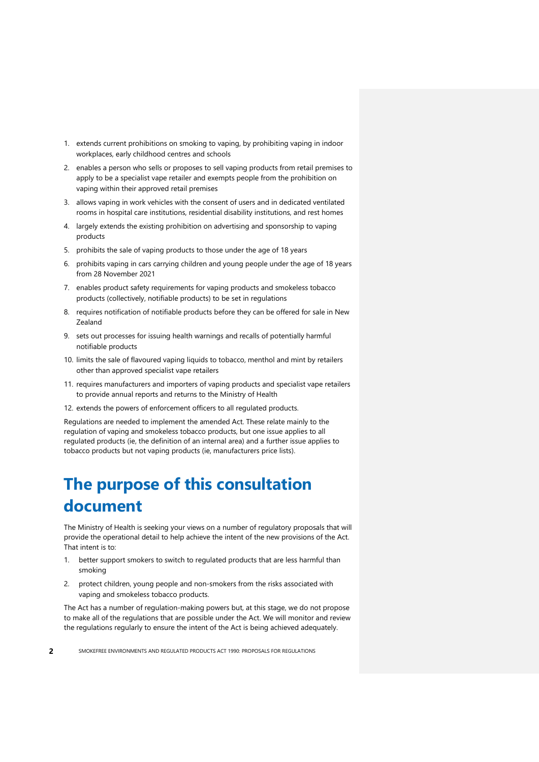1. extends current prohibitions on smoking to vaping, by prohibiting vaping in indoor workplaces, early childhood centres and schools
2. enables a person who sells or proposes to sell vaping products from retail premises to apply to be a specialist vape retailer and exempts people from the prohibition on vaping within their approved retail premises
3. allows vaping in work vehicles with the consent of users and in dedicated ventilated rooms in hospital care institutions, residential disability institutions, and rest homes
4. largely extends the existing prohibition on advertising and sponsorship to vaping products
5. prohibits the sale of vaping products to those under the age of 18 years
6. prohibits vaping in cars carrying children and young people under the age of 18 years from 28 November 2021
7. enables product safety requirements for vaping products and smokeless tobacco products (collectively, notifiable products) to be set in regulations
8. requires notification of notifiable products before they can be offered for sale in New Zealand
9. sets out processes for issuing health warnings and recalls of potentially harmful notifiable products
10. limits the sale of flavoured vaping liquids to tobacco, menthol and mint by retailers other than approved specialist vape retailers
11. requires manufacturers and importers of vaping products and specialist vape retailers to provide annual reports and returns to the Ministry of Health
12. extends the powers of enforcement officers to all regulated products.

Regulations are needed to implement the amended Act. These relate mainly to the regulation of vaping and smokeless tobacco products, but one issue applies to all regulated products (ie, the definition of an internal area) and a further issue applies to tobacco products but not vaping products (ie, manufacturers price lists).

# The purpose of this consultation document

The Ministry of Health is seeking your views on a number of regulatory proposals that will provide the operational detail to help achieve the intent of the new provisions of the Act. That intent is to:

1. better support smokers to switch to regulated products that are less harmful than smoking
2. protect children, young people and non-smokers from the risks associated with vaping and smokeless tobacco products.

The Act has a number of regulation-making powers but, at this stage, we do not propose to make all of the regulations that are possible under the Act. We will monitor and review the regulations regularly to ensure the intent of the Act is being achieved adequately.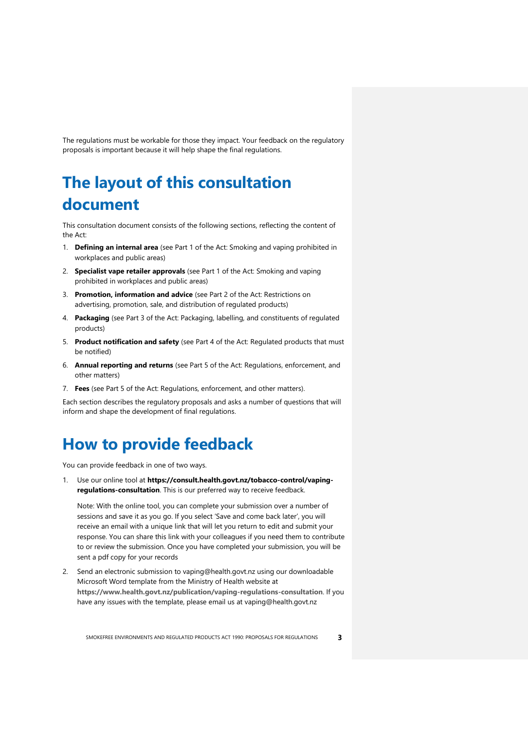The regulations must be workable for those they impact. Your feedback on the regulatory proposals is important because it will help shape the final regulations.

# The layout of this consultation document

This consultation document consists of the following sections, reflecting the content of the Act:

1. **Defining an internal area** (see Part 1 of the Act: Smoking and vaping prohibited in workplaces and public areas)
2. **Specialist vape retailer approvals** (see Part 1 of the Act: Smoking and vaping prohibited in workplaces and public areas)
3. **Promotion, information and advice** (see Part 2 of the Act: Restrictions on advertising, promotion, sale, and distribution of regulated products)
4. **Packaging** (see Part 3 of the Act: Packaging, labelling, and constituents of regulated products)
5. **Product notification and safety** (see Part 4 of the Act: Regulated products that must be notified)
6. **Annual reporting and returns** (see Part 5 of the Act: Regulations, enforcement, and other matters)
7. **Fees** (see Part 5 of the Act: Regulations, enforcement, and other matters).

Each section describes the regulatory proposals and asks a number of questions that will inform and shape the development of final regulations.

# How to provide feedback

You can provide feedback in one of two ways.

1. Use our online tool at **https://consult.health.govt.nz/tobacco-control/vaping-regulations-consultation**. This is our preferred way to receive feedback.

   Note: With the online tool, you can complete your submission over a number of sessions and save it as you go. If you select 'Save and come back later', you will receive an email with a unique link that will let you return to edit and submit your response. You can share this link with your colleagues if you need them to contribute to or review the submission. Once you have completed your submission, you will be sent a pdf copy for your records

2. Send an electronic submission to vaping@health.govt.nz using our downloadable Microsoft Word template from the Ministry of Health website at **https://www.health.govt.nz/publication/vaping-regulations-consultation**. If you have any issues with the template, please email us at vaping@health.govt.nz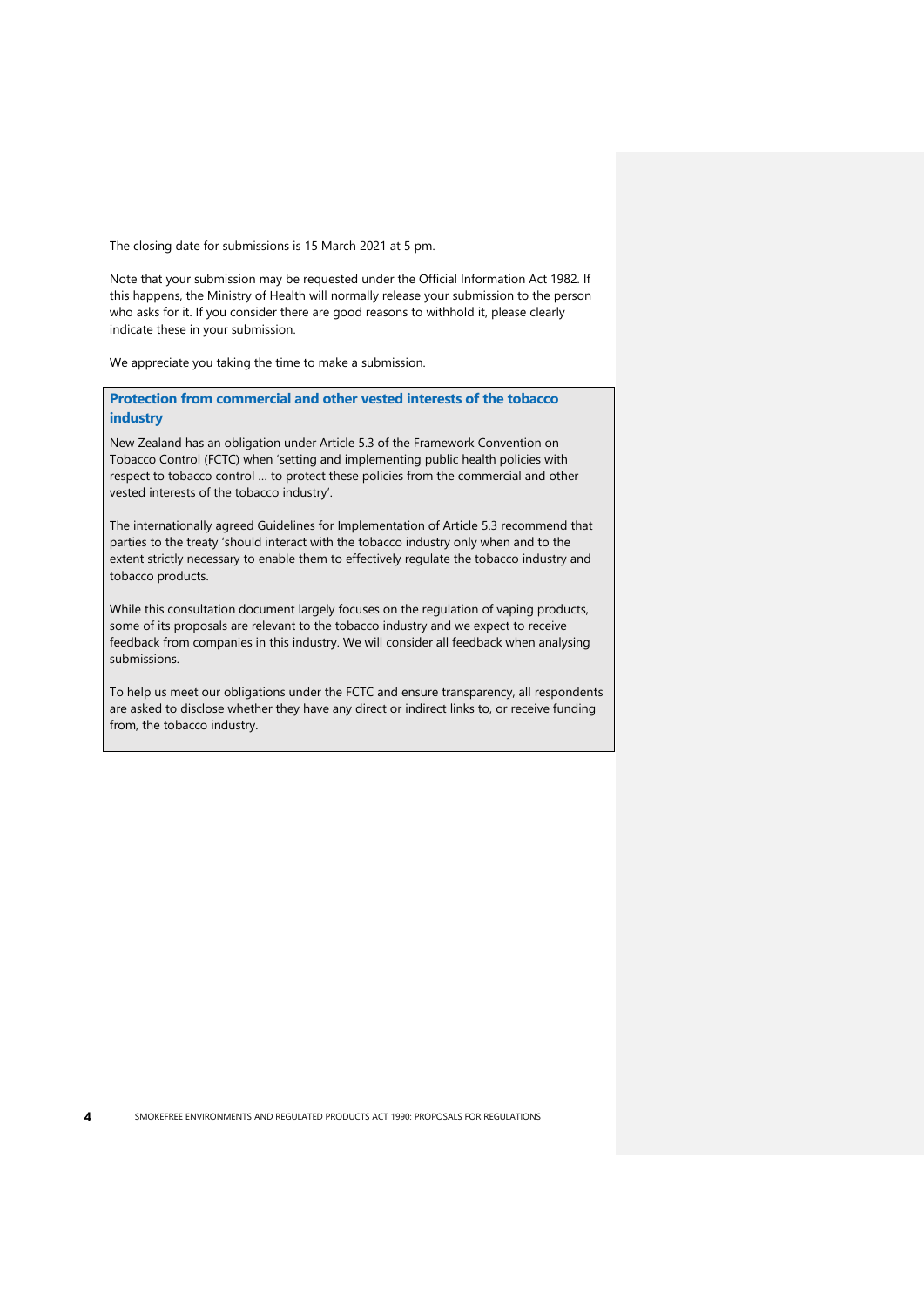The closing date for submissions is 15 March 2021 at 5 pm.

Note that your submission may be requested under the Official Information Act 1982. If this happens, the Ministry of Health will normally release your submission to the person who asks for it. If you consider there are good reasons to withhold it, please clearly indicate these in your submission.

We appreciate you taking the time to make a submission.

### Protection from commercial and other vested interests of the tobacco industry

New Zealand has an obligation under Article 5.3 of the Framework Convention on Tobacco Control (FCTC) when 'setting and implementing public health policies with respect to tobacco control … to protect these policies from the commercial and other vested interests of the tobacco industry'.

The internationally agreed Guidelines for Implementation of Article 5.3 recommend that parties to the treaty 'should interact with the tobacco industry only when and to the extent strictly necessary to enable them to effectively regulate the tobacco industry and tobacco products.

While this consultation document largely focuses on the regulation of vaping products, some of its proposals are relevant to the tobacco industry and we expect to receive feedback from companies in this industry. We will consider all feedback when analysing submissions.

To help us meet our obligations under the FCTC and ensure transparency, all respondents are asked to disclose whether they have any direct or indirect links to, or receive funding from, the tobacco industry.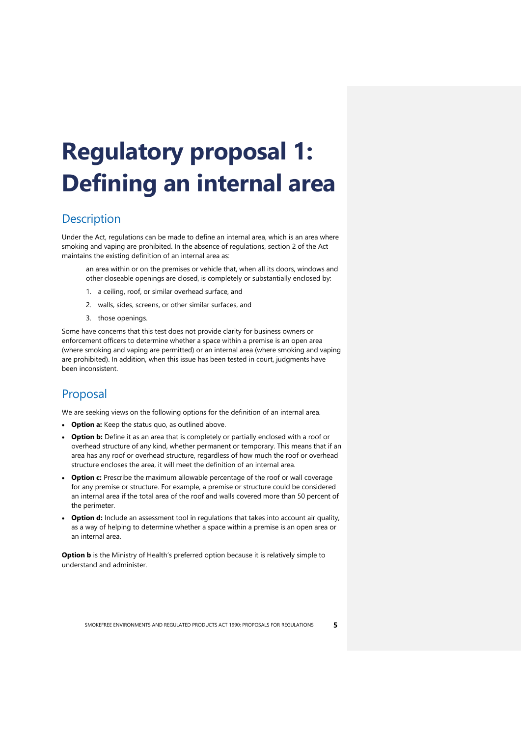# Regulatory proposal 1: Defining an internal area

## Description

Under the Act, regulations can be made to define an internal area, which is an area where smoking and vaping are prohibited. In the absence of regulations, section 2 of the Act maintains the existing definition of an internal area as:

> an area within or on the premises or vehicle that, when all its doors, windows and other closeable openings are closed, is completely or substantially enclosed by:
>
> 1. a ceiling, roof, or similar overhead surface, and
> 2. walls, sides, screens, or other similar surfaces, and
> 3. those openings.

Some have concerns that this test does not provide clarity for business owners or enforcement officers to determine whether a space within a premise is an open area (where smoking and vaping are permitted) or an internal area (where smoking and vaping are prohibited). In addition, when this issue has been tested in court, judgments have been inconsistent.

## Proposal

We are seeking views on the following options for the definition of an internal area.

- **Option a:** Keep the status quo, as outlined above.
- **Option b:** Define it as an area that is completely or partially enclosed with a roof or overhead structure of any kind, whether permanent or temporary. This means that if an area has any roof or overhead structure, regardless of how much the roof or overhead structure encloses the area, it will meet the definition of an internal area.
- **Option c:** Prescribe the maximum allowable percentage of the roof or wall coverage for any premise or structure. For example, a premise or structure could be considered an internal area if the total area of the roof and walls covered more than 50 percent of the perimeter.
- **Option d:** Include an assessment tool in regulations that takes into account air quality, as a way of helping to determine whether a space within a premise is an open area or an internal area.

**Option b** is the Ministry of Health's preferred option because it is relatively simple to understand and administer.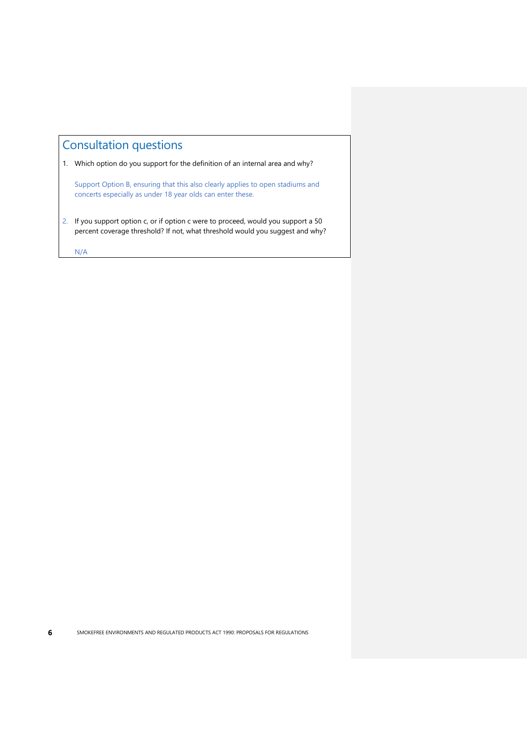## Consultation questions

1. Which option do you support for the definition of an internal area and why?

   Support Option B, ensuring that this also clearly applies to open stadiums and concerts especially as under 18 year olds can enter these.

2. If you support option c, or if option c were to proceed, would you support a 50 percent coverage threshold? If not, what threshold would you suggest and why?

   N/A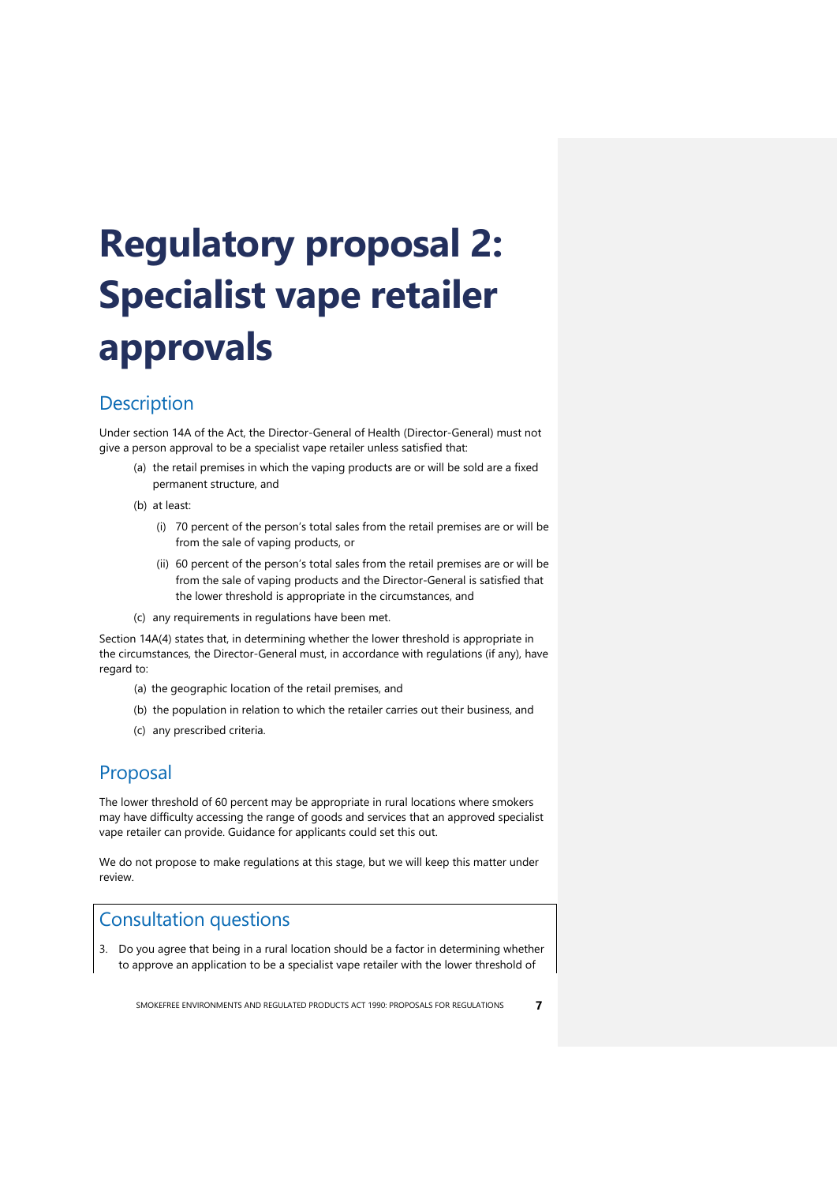# Regulatory proposal 2: Specialist vape retailer approvals

## Description

Under section 14A of the Act, the Director-General of Health (Director-General) must not give a person approval to be a specialist vape retailer unless satisfied that:

(a) the retail premises in which the vaping products are or will be sold are a fixed permanent structure, and

(b) at least:

  (i) 70 percent of the person's total sales from the retail premises are or will be from the sale of vaping products, or

  (ii) 60 percent of the person's total sales from the retail premises are or will be from the sale of vaping products and the Director-General is satisfied that the lower threshold is appropriate in the circumstances, and

(c) any requirements in regulations have been met.

Section 14A(4) states that, in determining whether the lower threshold is appropriate in the circumstances, the Director-General must, in accordance with regulations (if any), have regard to:

(a) the geographic location of the retail premises, and

(b) the population in relation to which the retailer carries out their business, and

(c) any prescribed criteria.

## Proposal

The lower threshold of 60 percent may be appropriate in rural locations where smokers may have difficulty accessing the range of goods and services that an approved specialist vape retailer can provide. Guidance for applicants could set this out.

We do not propose to make regulations at this stage, but we will keep this matter under review.

## Consultation questions

3. Do you agree that being in a rural location should be a factor in determining whether to approve an application to be a specialist vape retailer with the lower threshold of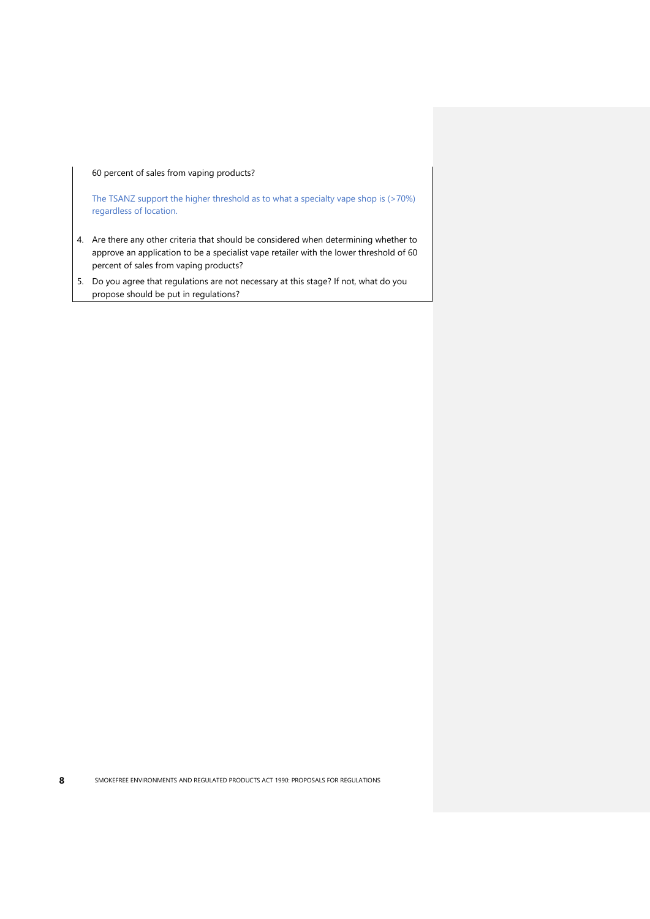60 percent of sales from vaping products?

The TSANZ support the higher threshold as to what a specialty vape shop is (>70%) regardless of location.

4. Are there any other criteria that should be considered when determining whether to approve an application to be a specialist vape retailer with the lower threshold of 60 percent of sales from vaping products?
5. Do you agree that regulations are not necessary at this stage? If not, what do you propose should be put in regulations?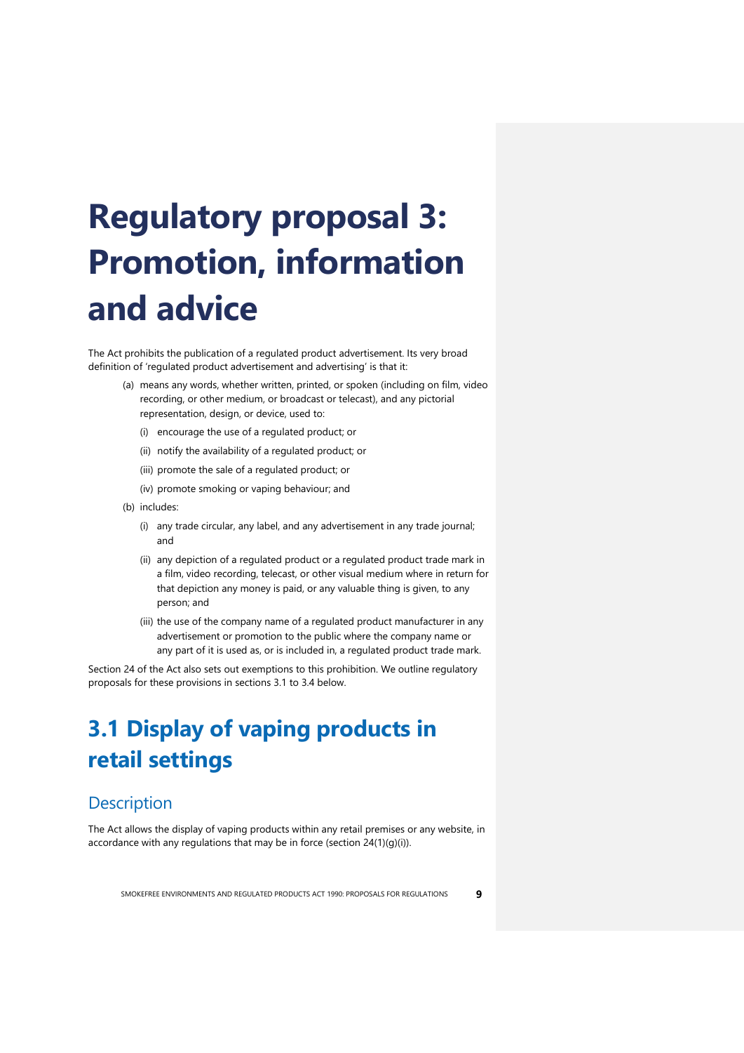# Regulatory proposal 3: Promotion, information and advice

The Act prohibits the publication of a regulated product advertisement. Its very broad definition of 'regulated product advertisement and advertising' is that it:

(a) means any words, whether written, printed, or spoken (including on film, video recording, or other medium, or broadcast or telecast), and any pictorial representation, design, or device, used to:

   (i) encourage the use of a regulated product; or

   (ii) notify the availability of a regulated product; or

   (iii) promote the sale of a regulated product; or

   (iv) promote smoking or vaping behaviour; and

(b) includes:

   (i) any trade circular, any label, and any advertisement in any trade journal; and

   (ii) any depiction of a regulated product or a regulated product trade mark in a film, video recording, telecast, or other visual medium where in return for that depiction any money is paid, or any valuable thing is given, to any person; and

   (iii) the use of the company name of a regulated product manufacturer in any advertisement or promotion to the public where the company name or any part of it is used as, or is included in, a regulated product trade mark.

Section 24 of the Act also sets out exemptions to this prohibition. We outline regulatory proposals for these provisions in sections 3.1 to 3.4 below.

## 3.1 Display of vaping products in retail settings

### Description

The Act allows the display of vaping products within any retail premises or any website, in accordance with any regulations that may be in force (section 24(1)(g)(i)).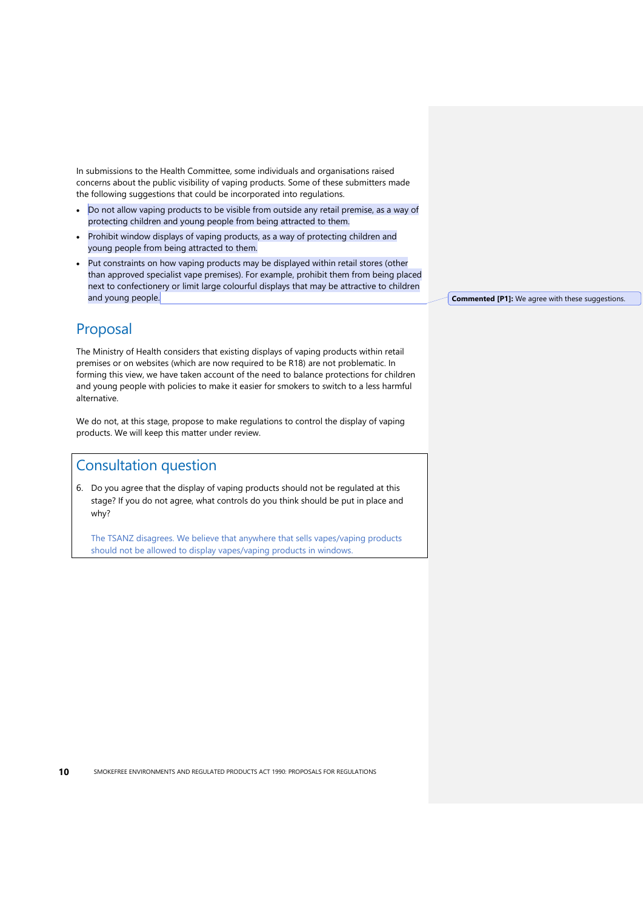In submissions to the Health Committee, some individuals and organisations raised concerns about the public visibility of vaping products. Some of these submitters made the following suggestions that could be incorporated into regulations.

- Do not allow vaping products to be visible from outside any retail premise, as a way of protecting children and young people from being attracted to them.
- Prohibit window displays of vaping products, as a way of protecting children and young people from being attracted to them.
- Put constraints on how vaping products may be displayed within retail stores (other than approved specialist vape premises). For example, prohibit them from being placed next to confectionery or limit large colourful displays that may be attractive to children and young people.

**Commented [P1]:** We agree with these suggestions.

## Proposal

The Ministry of Health considers that existing displays of vaping products within retail premises or on websites (which are now required to be R18) are not problematic. In forming this view, we have taken account of the need to balance protections for children and young people with policies to make it easier for smokers to switch to a less harmful alternative.

We do not, at this stage, propose to make regulations to control the display of vaping products. We will keep this matter under review.

## Consultation question

6. Do you agree that the display of vaping products should not be regulated at this stage? If you do not agree, what controls do you think should be put in place and why?

   The TSANZ disagrees. We believe that anywhere that sells vapes/vaping products should not be allowed to display vapes/vaping products in windows.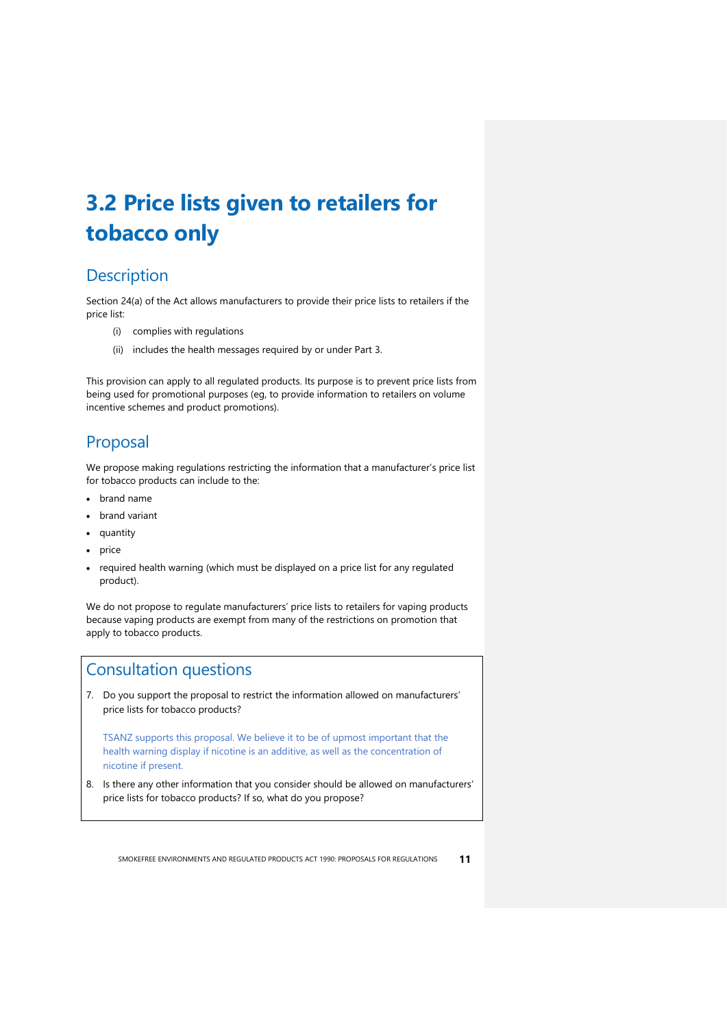# 3.2 Price lists given to retailers for tobacco only

## Description

Section 24(a) of the Act allows manufacturers to provide their price lists to retailers if the price list:

(i) complies with regulations

(ii) includes the health messages required by or under Part 3.

This provision can apply to all regulated products. Its purpose is to prevent price lists from being used for promotional purposes (eg, to provide information to retailers on volume incentive schemes and product promotions).

## Proposal

We propose making regulations restricting the information that a manufacturer's price list for tobacco products can include to the:

- brand name
- brand variant
- quantity
- price
- required health warning (which must be displayed on a price list for any regulated product).

We do not propose to regulate manufacturers' price lists to retailers for vaping products because vaping products are exempt from many of the restrictions on promotion that apply to tobacco products.

## Consultation questions

7. Do you support the proposal to restrict the information allowed on manufacturers' price lists for tobacco products?

   TSANZ supports this proposal. We believe it to be of upmost important that the health warning display if nicotine is an additive, as well as the concentration of nicotine if present.

8. Is there any other information that you consider should be allowed on manufacturers' price lists for tobacco products? If so, what do you propose?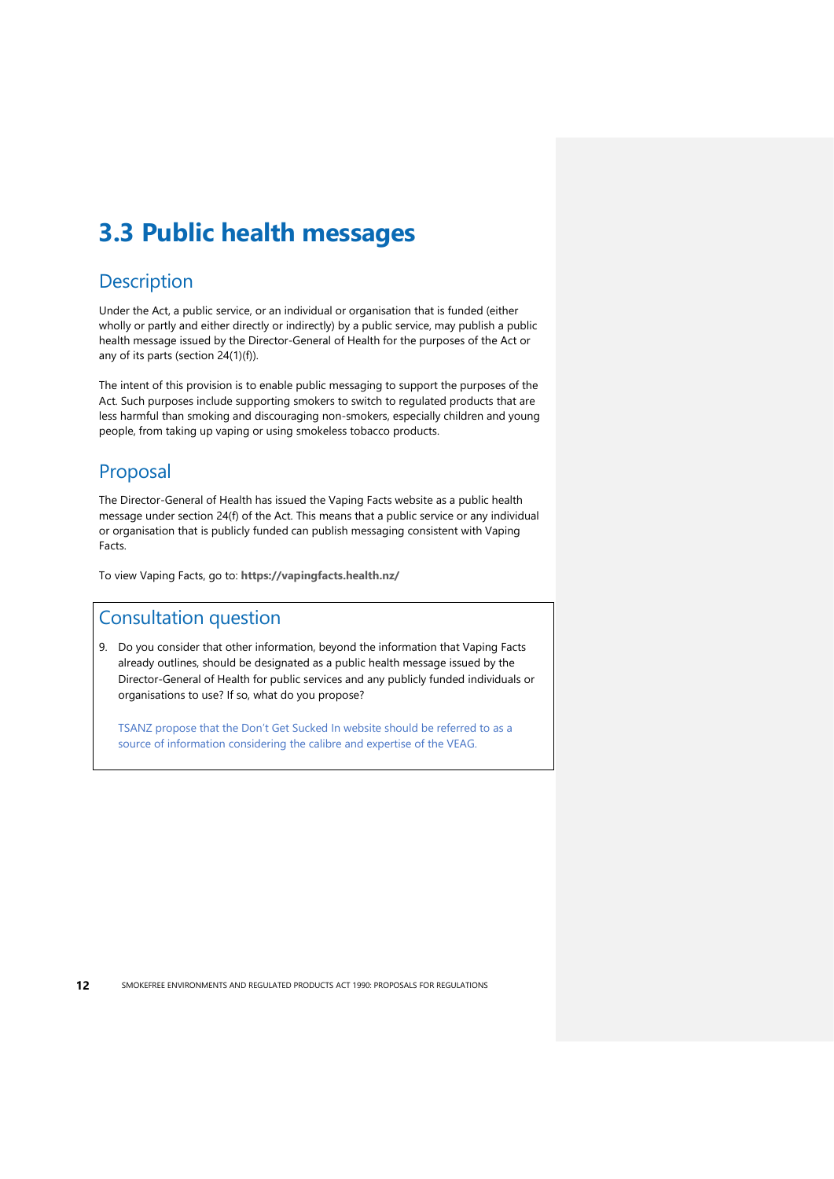# 3.3 Public health messages

## Description

Under the Act, a public service, or an individual or organisation that is funded (either wholly or partly and either directly or indirectly) by a public service, may publish a public health message issued by the Director-General of Health for the purposes of the Act or any of its parts (section 24(1)(f)).

The intent of this provision is to enable public messaging to support the purposes of the Act. Such purposes include supporting smokers to switch to regulated products that are less harmful than smoking and discouraging non-smokers, especially children and young people, from taking up vaping or using smokeless tobacco products.

## Proposal

The Director-General of Health has issued the Vaping Facts website as a public health message under section 24(f) of the Act. This means that a public service or any individual or organisation that is publicly funded can publish messaging consistent with Vaping Facts.

To view Vaping Facts, go to: **https://vapingfacts.health.nz/**

## Consultation question

9. Do you consider that other information, beyond the information that Vaping Facts already outlines, should be designated as a public health message issued by the Director-General of Health for public services and any publicly funded individuals or organisations to use? If so, what do you propose?

   TSANZ propose that the Don't Get Sucked In website should be referred to as a source of information considering the calibre and expertise of the VEAG.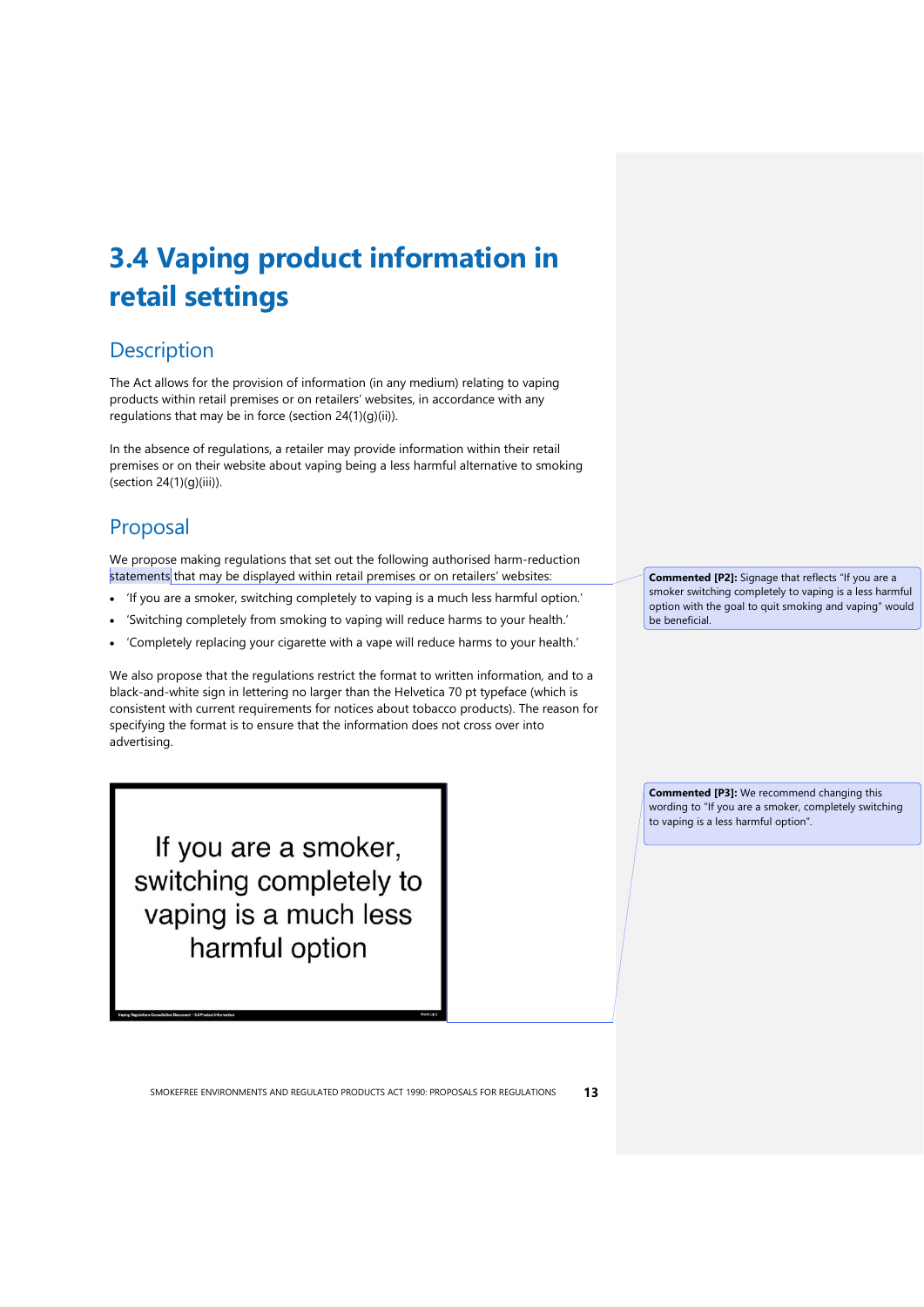# 3.4 Vaping product information in retail settings

## Description

The Act allows for the provision of information (in any medium) relating to vaping products within retail premises or on retailers' websites, in accordance with any regulations that may be in force (section 24(1)(g)(ii)).

In the absence of regulations, a retailer may provide information within their retail premises or on their website about vaping being a less harmful alternative to smoking (section 24(1)(g)(iii)).

## Proposal

We propose making regulations that set out the following authorised harm-reduction statements that may be displayed within retail premises or on retailers' websites:

- 'If you are a smoker, switching completely to vaping is a much less harmful option.'
- 'Switching completely from smoking to vaping will reduce harms to your health.'
- 'Completely replacing your cigarette with a vape will reduce harms to your health.'

We also propose that the regulations restrict the format to written information, and to a black-and-white sign in lettering no larger than the Helvetica 70 pt typeface (which is consistent with current requirements for notices about tobacco products). The reason for specifying the format is to ensure that the information does not cross over into advertising.

If you are a smoker, switching completely to vaping is a much less harmful option

Vaping Regulations Consultation Document – 3.4 Product Information

**Commented [P2]:** Signage that reflects "If you are a smoker switching completely to vaping is a less harmful option with the goal to quit smoking and vaping" would be beneficial.

**Commented [P3]:** We recommend changing this wording to "If you are a smoker, completely switching to vaping is a less harmful option".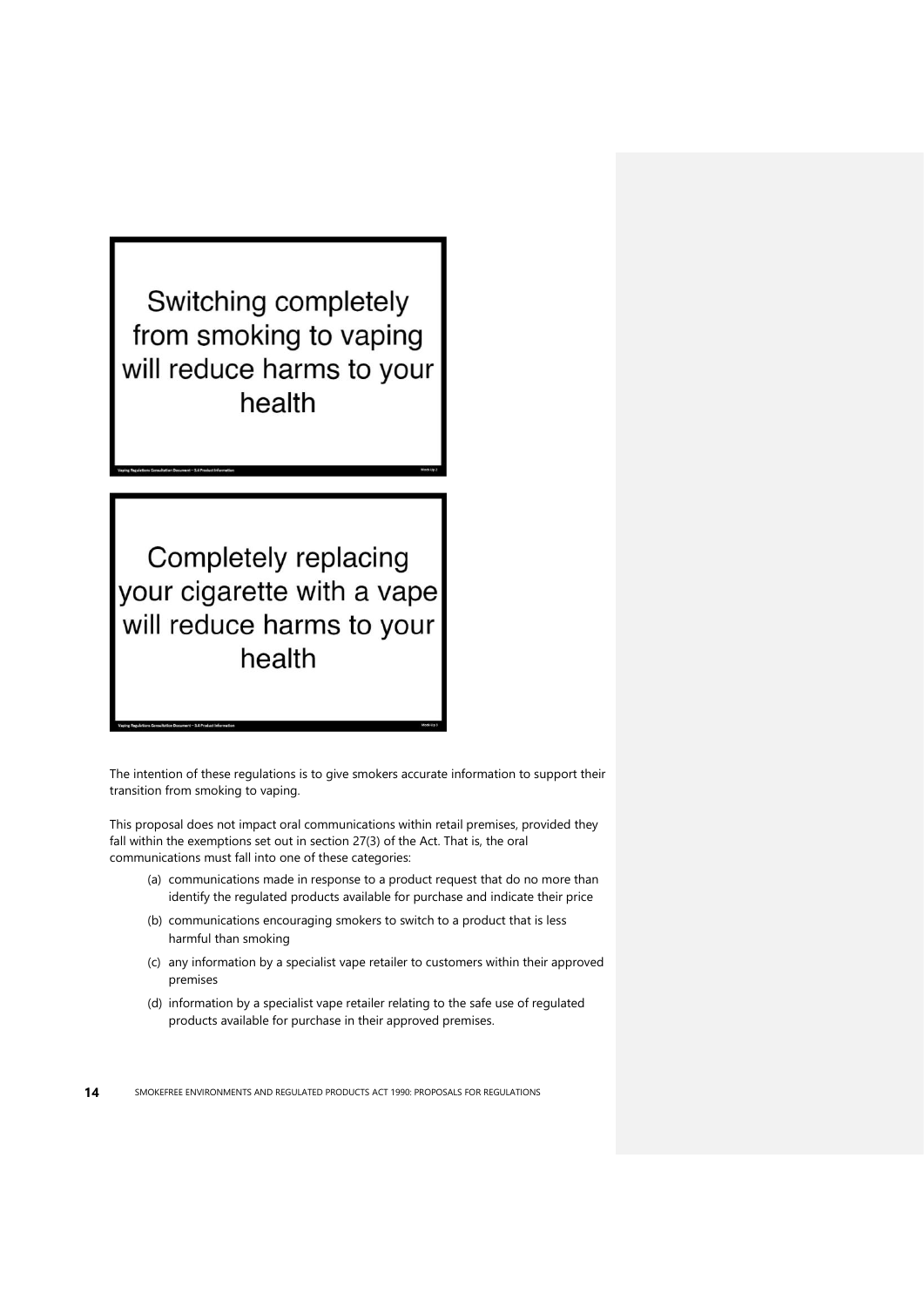Switching completely from smoking to vaping will reduce harms to your health

Completely replacing your cigarette with a vape will reduce harms to your health

The intention of these regulations is to give smokers accurate information to support their transition from smoking to vaping.

This proposal does not impact oral communications within retail premises, provided they fall within the exemptions set out in section 27(3) of the Act. That is, the oral communications must fall into one of these categories:

(a) communications made in response to a product request that do no more than identify the regulated products available for purchase and indicate their price

(b) communications encouraging smokers to switch to a product that is less harmful than smoking

(c) any information by a specialist vape retailer to customers within their approved premises

(d) information by a specialist vape retailer relating to the safe use of regulated products available for purchase in their approved premises.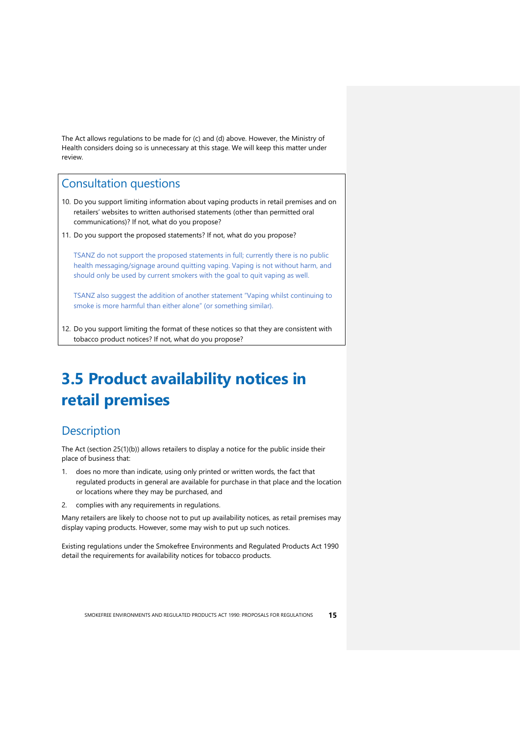The Act allows regulations to be made for (c) and (d) above. However, the Ministry of Health considers doing so is unnecessary at this stage. We will keep this matter under review.

## Consultation questions

10. Do you support limiting information about vaping products in retail premises and on retailers' websites to written authorised statements (other than permitted oral communications)? If not, what do you propose?

11. Do you support the proposed statements? If not, what do you propose?

    TSANZ do not support the proposed statements in full; currently there is no public health messaging/signage around quitting vaping. Vaping is not without harm, and should only be used by current smokers with the goal to quit vaping as well.

    TSANZ also suggest the addition of another statement "Vaping whilst continuing to smoke is more harmful than either alone" (or something similar).

12. Do you support limiting the format of these notices so that they are consistent with tobacco product notices? If not, what do you propose?

# 3.5 Product availability notices in retail premises

## Description

The Act (section 25(1)(b)) allows retailers to display a notice for the public inside their place of business that:

1. does no more than indicate, using only printed or written words, the fact that regulated products in general are available for purchase in that place and the location or locations where they may be purchased, and
2. complies with any requirements in regulations.

Many retailers are likely to choose not to put up availability notices, as retail premises may display vaping products. However, some may wish to put up such notices.

Existing regulations under the Smokefree Environments and Regulated Products Act 1990 detail the requirements for availability notices for tobacco products.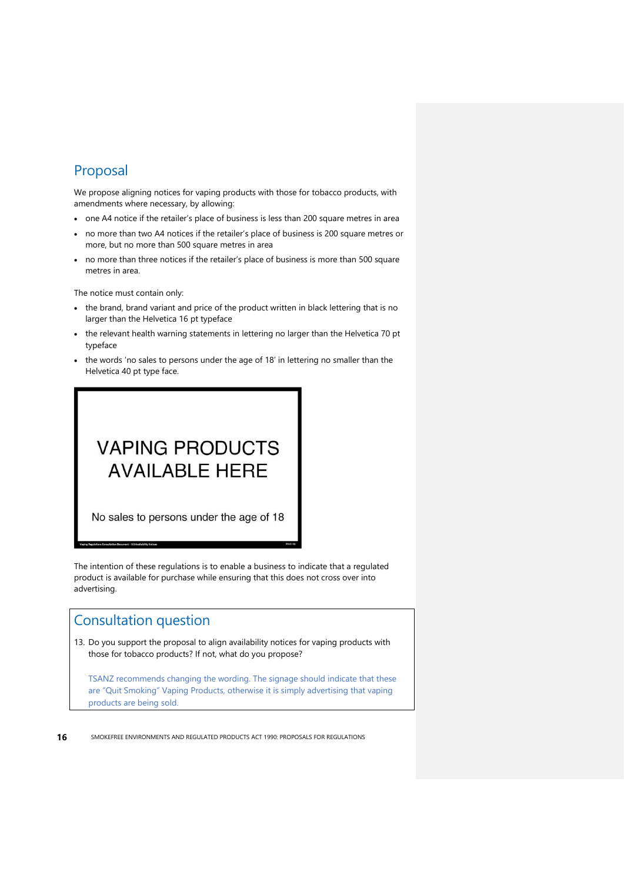## Proposal

We propose aligning notices for vaping products with those for tobacco products, with amendments where necessary, by allowing:

- one A4 notice if the retailer's place of business is less than 200 square metres in area
- no more than two A4 notices if the retailer's place of business is 200 square metres or more, but no more than 500 square metres in area
- no more than three notices if the retailer's place of business is more than 500 square metres in area.

The notice must contain only:

- the brand, brand variant and price of the product written in black lettering that is no larger than the Helvetica 16 pt typeface
- the relevant health warning statements in lettering no larger than the Helvetica 70 pt typeface
- the words 'no sales to persons under the age of 18' in lettering no smaller than the Helvetica 40 pt type face.

VAPING PRODUCTS AVAILABLE HERE

No sales to persons under the age of 18

The intention of these regulations is to enable a business to indicate that a regulated product is available for purchase while ensuring that this does not cross over into advertising.

## Consultation question

13. Do you support the proposal to align availability notices for vaping products with those for tobacco products? If not, what do you propose?

    TSANZ recommends changing the wording. The signage should indicate that these are "Quit Smoking" Vaping Products, otherwise it is simply advertising that vaping products are being sold.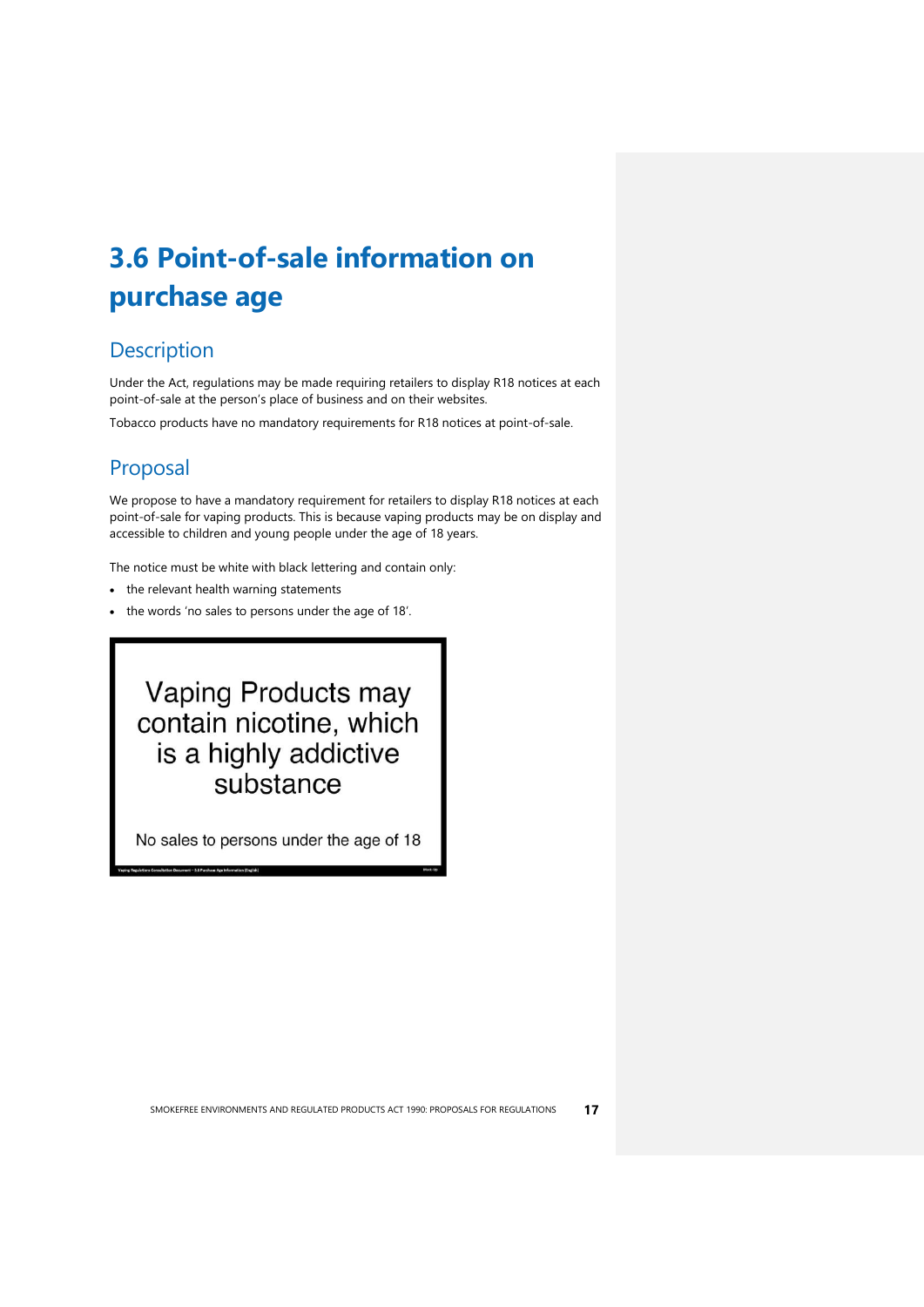# 3.6 Point-of-sale information on purchase age

## Description

Under the Act, regulations may be made requiring retailers to display R18 notices at each point-of-sale at the person's place of business and on their websites.

Tobacco products have no mandatory requirements for R18 notices at point-of-sale.

## Proposal

We propose to have a mandatory requirement for retailers to display R18 notices at each point-of-sale for vaping products. This is because vaping products may be on display and accessible to children and young people under the age of 18 years.

The notice must be white with black lettering and contain only:

- the relevant health warning statements
- the words 'no sales to persons under the age of 18'.

Vaping Products may contain nicotine, which is a highly addictive substance

No sales to persons under the age of 18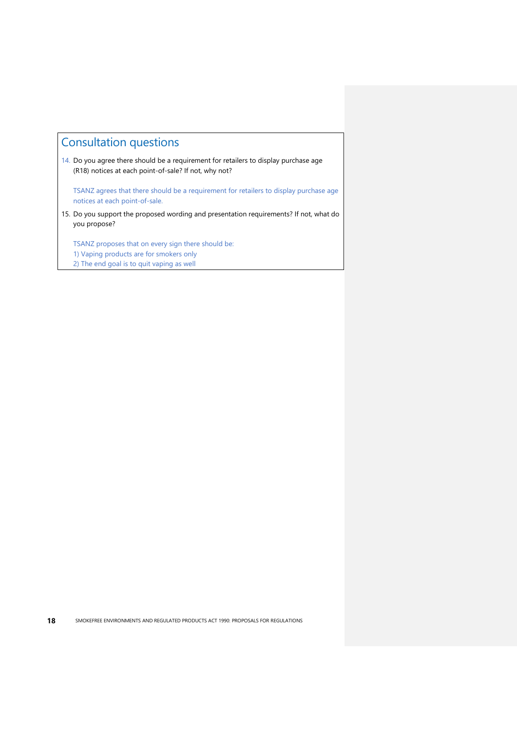## Consultation questions

14. Do you agree there should be a requirement for retailers to display purchase age (R18) notices at each point-of-sale? If not, why not?

    TSANZ agrees that there should be a requirement for retailers to display purchase age notices at each point-of-sale.

15. Do you support the proposed wording and presentation requirements? If not, what do you propose?

    TSANZ proposes that on every sign there should be:
    1) Vaping products are for smokers only
    2) The end goal is to quit vaping as well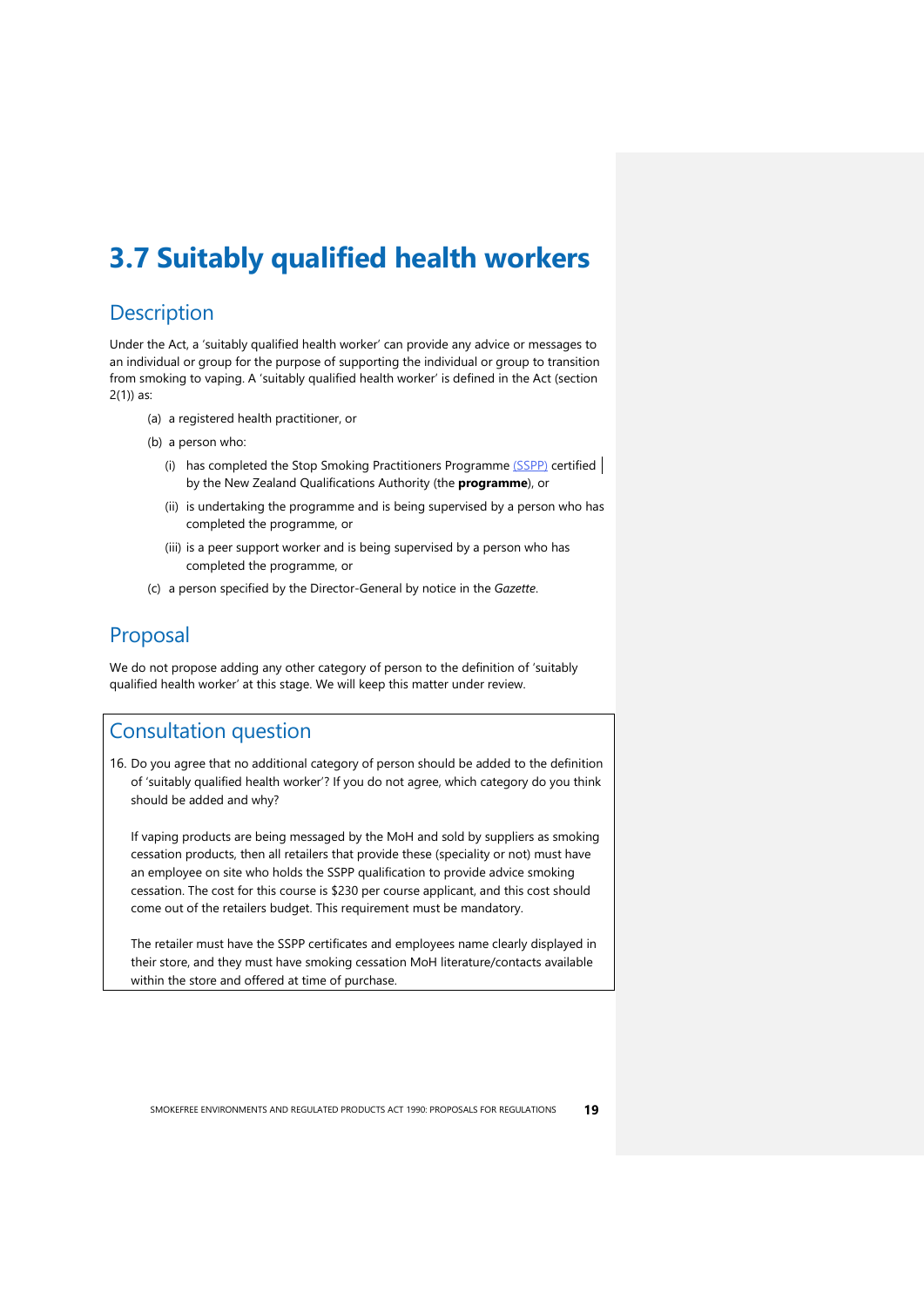# 3.7 Suitably qualified health workers

## Description

Under the Act, a 'suitably qualified health worker' can provide any advice or messages to an individual or group for the purpose of supporting the individual or group to transition from smoking to vaping. A 'suitably qualified health worker' is defined in the Act (section 2(1)) as:

(a) a registered health practitioner, or

(b) a person who:

  (i) has completed the Stop Smoking Practitioners Programme (SSPP) certified by the New Zealand Qualifications Authority (the **programme**), or

  (ii) is undertaking the programme and is being supervised by a person who has completed the programme, or

  (iii) is a peer support worker and is being supervised by a person who has completed the programme, or

(c) a person specified by the Director-General by notice in the *Gazette*.

## Proposal

We do not propose adding any other category of person to the definition of 'suitably qualified health worker' at this stage. We will keep this matter under review.

## Consultation question

16. Do you agree that no additional category of person should be added to the definition of 'suitably qualified health worker'? If you do not agree, which category do you think should be added and why?

    If vaping products are being messaged by the MoH and sold by suppliers as smoking cessation products, then all retailers that provide these (speciality or not) must have an employee on site who holds the SSPP qualification to provide advice smoking cessation. The cost for this course is $230 per course applicant, and this cost should come out of the retailers budget. This requirement must be mandatory.

    The retailer must have the SSPP certificates and employees name clearly displayed in their store, and they must have smoking cessation MoH literature/contacts available within the store and offered at time of purchase.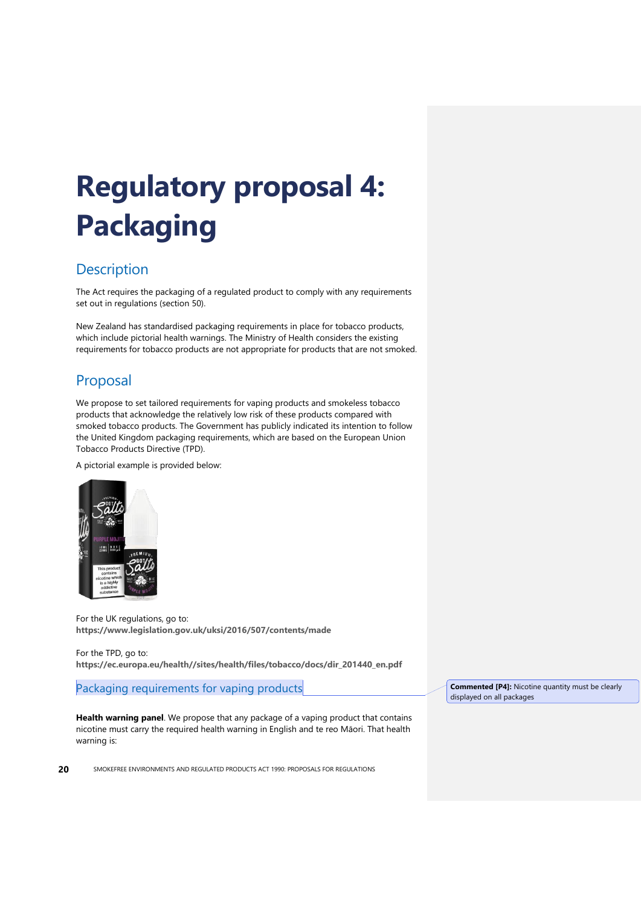# Regulatory proposal 4: Packaging

## Description

The Act requires the packaging of a regulated product to comply with any requirements set out in regulations (section 50).

New Zealand has standardised packaging requirements in place for tobacco products, which include pictorial health warnings. The Ministry of Health considers the existing requirements for tobacco products are not appropriate for products that are not smoked.

## Proposal

We propose to set tailored requirements for vaping products and smokeless tobacco products that acknowledge the relatively low risk of these products compared with smoked tobacco products. The Government has publicly indicated its intention to follow the United Kingdom packaging requirements, which are based on the European Union Tobacco Products Directive (TPD).

A pictorial example is provided below:

For the UK regulations, go to:
**https://www.legislation.gov.uk/uksi/2016/507/contents/made**

For the TPD, go to:
**https://ec.europa.eu/health//sites/health/files/tobacco/docs/dir_201440_en.pdf**

### Packaging requirements for vaping products

**Commented [P4]:** Nicotine quantity must be clearly displayed on all packages

**Health warning panel**. We propose that any package of a vaping product that contains nicotine must carry the required health warning in English and te reo Māori. That health warning is: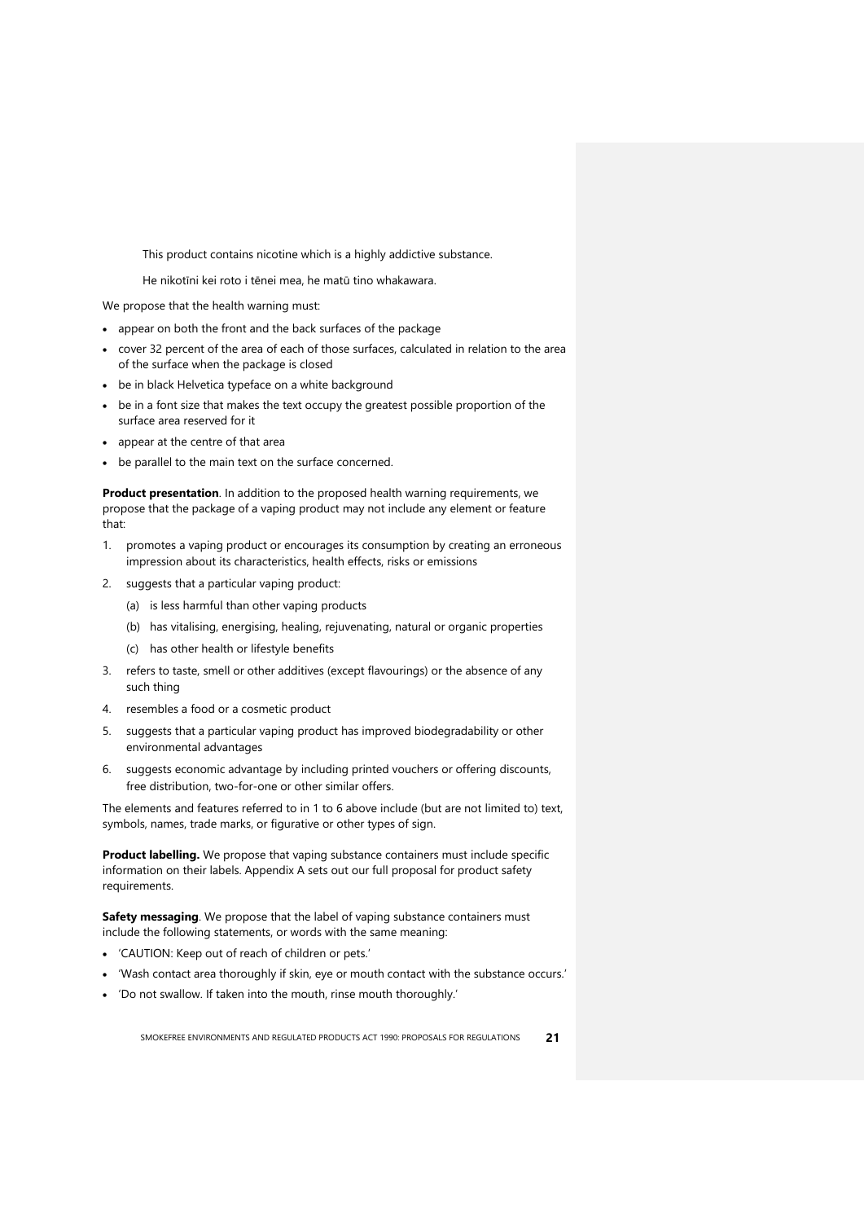This product contains nicotine which is a highly addictive substance.

He nikotīni kei roto i tēnei mea, he matū tino whakawara.

We propose that the health warning must:

- appear on both the front and the back surfaces of the package
- cover 32 percent of the area of each of those surfaces, calculated in relation to the area of the surface when the package is closed
- be in black Helvetica typeface on a white background
- be in a font size that makes the text occupy the greatest possible proportion of the surface area reserved for it
- appear at the centre of that area
- be parallel to the main text on the surface concerned.

**Product presentation**. In addition to the proposed health warning requirements, we propose that the package of a vaping product may not include any element or feature that:

1. promotes a vaping product or encourages its consumption by creating an erroneous impression about its characteristics, health effects, risks or emissions
2. suggests that a particular vaping product:
   (a) is less harmful than other vaping products
   (b) has vitalising, energising, healing, rejuvenating, natural or organic properties
   (c) has other health or lifestyle benefits
3. refers to taste, smell or other additives (except flavourings) or the absence of any such thing
4. resembles a food or a cosmetic product
5. suggests that a particular vaping product has improved biodegradability or other environmental advantages
6. suggests economic advantage by including printed vouchers or offering discounts, free distribution, two-for-one or other similar offers.

The elements and features referred to in 1 to 6 above include (but are not limited to) text, symbols, names, trade marks, or figurative or other types of sign.

**Product labelling.** We propose that vaping substance containers must include specific information on their labels. Appendix A sets out our full proposal for product safety requirements.

**Safety messaging**. We propose that the label of vaping substance containers must include the following statements, or words with the same meaning:

- 'CAUTION: Keep out of reach of children or pets.'
- 'Wash contact area thoroughly if skin, eye or mouth contact with the substance occurs.'
- 'Do not swallow. If taken into the mouth, rinse mouth thoroughly.'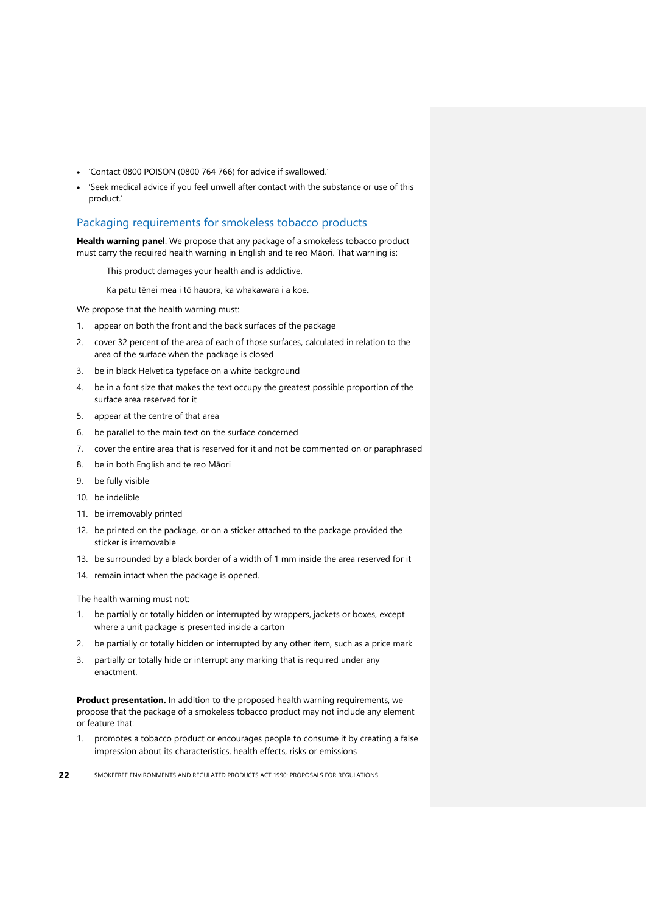- 'Contact 0800 POISON (0800 764 766) for advice if swallowed.'
- 'Seek medical advice if you feel unwell after contact with the substance or use of this product.'

## Packaging requirements for smokeless tobacco products

**Health warning panel**. We propose that any package of a smokeless tobacco product must carry the required health warning in English and te reo Māori. That warning is:

> This product damages your health and is addictive.
>
> Ka patu tēnei mea i tō hauora, ka whakawara i a koe.

We propose that the health warning must:

1. appear on both the front and the back surfaces of the package
2. cover 32 percent of the area of each of those surfaces, calculated in relation to the area of the surface when the package is closed
3. be in black Helvetica typeface on a white background
4. be in a font size that makes the text occupy the greatest possible proportion of the surface area reserved for it
5. appear at the centre of that area
6. be parallel to the main text on the surface concerned
7. cover the entire area that is reserved for it and not be commented on or paraphrased
8. be in both English and te reo Māori
9. be fully visible
10. be indelible
11. be irremovably printed
12. be printed on the package, or on a sticker attached to the package provided the sticker is irremovable
13. be surrounded by a black border of a width of 1 mm inside the area reserved for it
14. remain intact when the package is opened.

The health warning must not:

1. be partially or totally hidden or interrupted by wrappers, jackets or boxes, except where a unit package is presented inside a carton
2. be partially or totally hidden or interrupted by any other item, such as a price mark
3. partially or totally hide or interrupt any marking that is required under any enactment.

**Product presentation.** In addition to the proposed health warning requirements, we propose that the package of a smokeless tobacco product may not include any element or feature that:

1. promotes a tobacco product or encourages people to consume it by creating a false impression about its characteristics, health effects, risks or emissions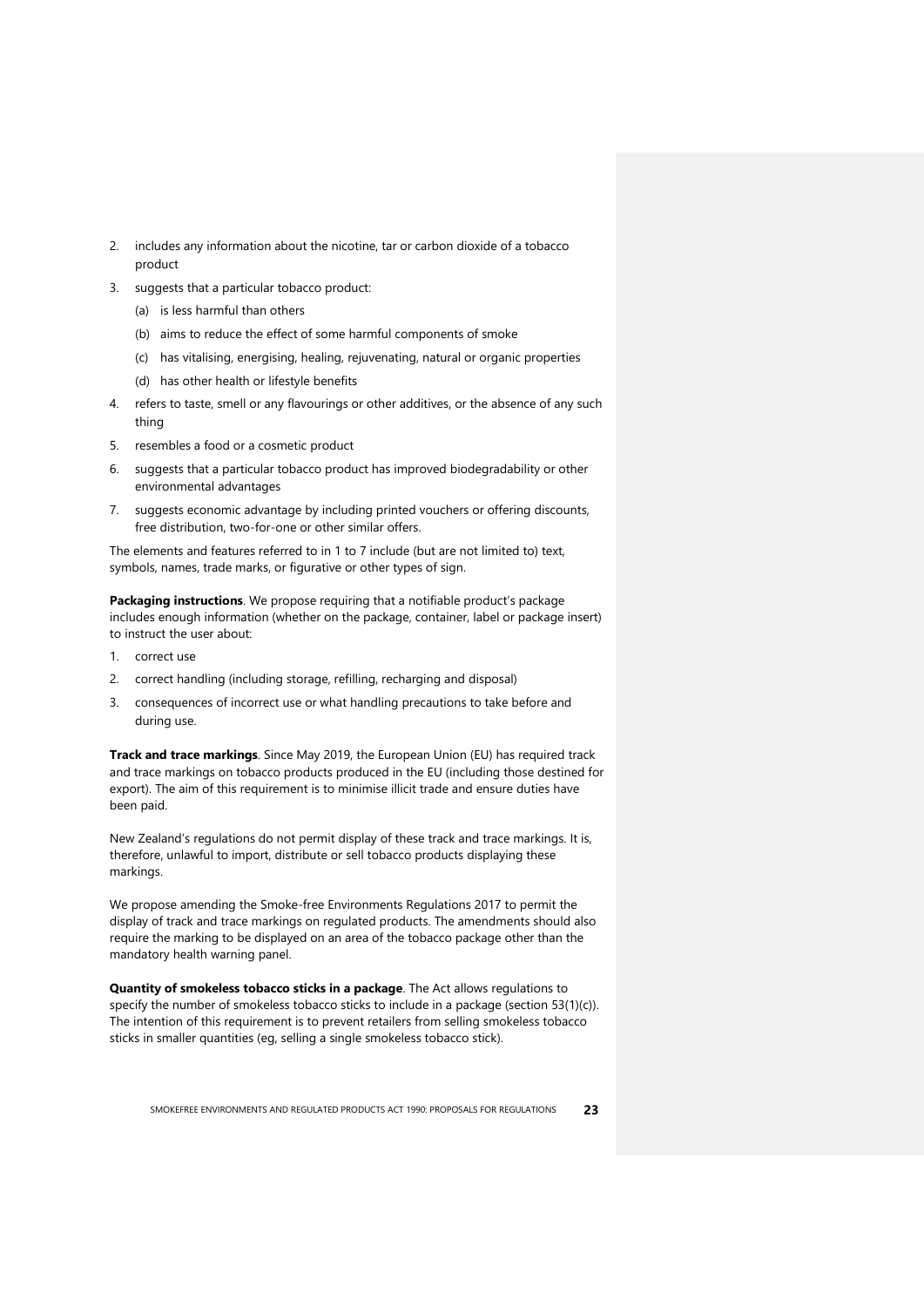2. includes any information about the nicotine, tar or carbon dioxide of a tobacco product
3. suggests that a particular tobacco product:
   (a) is less harmful than others
   (b) aims to reduce the effect of some harmful components of smoke
   (c) has vitalising, energising, healing, rejuvenating, natural or organic properties
   (d) has other health or lifestyle benefits
4. refers to taste, smell or any flavourings or other additives, or the absence of any such thing
5. resembles a food or a cosmetic product
6. suggests that a particular tobacco product has improved biodegradability or other environmental advantages
7. suggests economic advantage by including printed vouchers or offering discounts, free distribution, two-for-one or other similar offers.

The elements and features referred to in 1 to 7 include (but are not limited to) text, symbols, names, trade marks, or figurative or other types of sign.

**Packaging instructions**. We propose requiring that a notifiable product's package includes enough information (whether on the package, container, label or package insert) to instruct the user about:

1. correct use
2. correct handling (including storage, refilling, recharging and disposal)
3. consequences of incorrect use or what handling precautions to take before and during use.

**Track and trace markings**. Since May 2019, the European Union (EU) has required track and trace markings on tobacco products produced in the EU (including those destined for export). The aim of this requirement is to minimise illicit trade and ensure duties have been paid.

New Zealand's regulations do not permit display of these track and trace markings. It is, therefore, unlawful to import, distribute or sell tobacco products displaying these markings.

We propose amending the Smoke-free Environments Regulations 2017 to permit the display of track and trace markings on regulated products. The amendments should also require the marking to be displayed on an area of the tobacco package other than the mandatory health warning panel.

**Quantity of smokeless tobacco sticks in a package**. The Act allows regulations to specify the number of smokeless tobacco sticks to include in a package (section 53(1)(c)). The intention of this requirement is to prevent retailers from selling smokeless tobacco sticks in smaller quantities (eg, selling a single smokeless tobacco stick).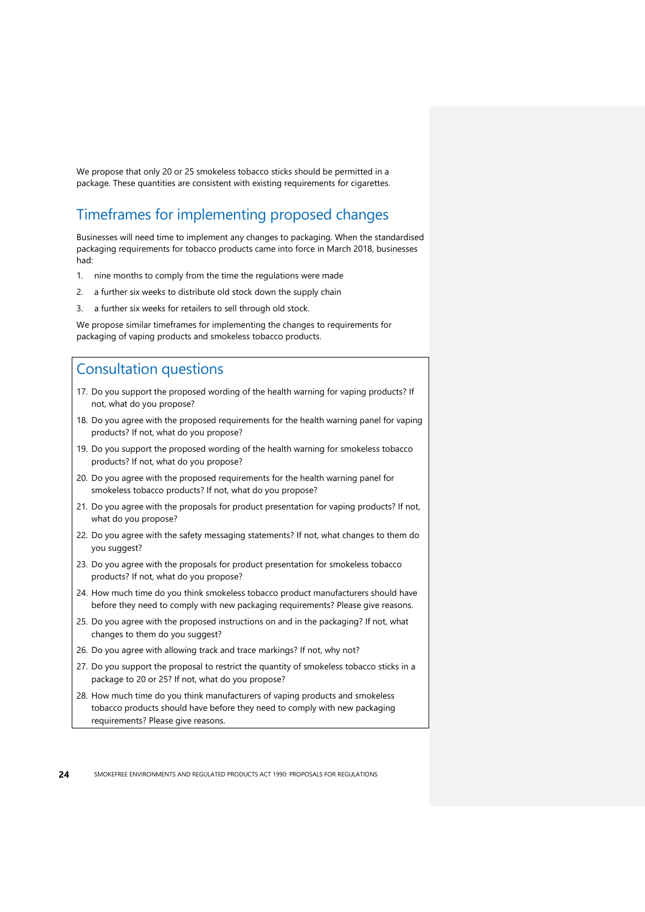We propose that only 20 or 25 smokeless tobacco sticks should be permitted in a package. These quantities are consistent with existing requirements for cigarettes.

## Timeframes for implementing proposed changes

Businesses will need time to implement any changes to packaging. When the standardised packaging requirements for tobacco products came into force in March 2018, businesses had:

1. nine months to comply from the time the regulations were made
2. a further six weeks to distribute old stock down the supply chain
3. a further six weeks for retailers to sell through old stock.

We propose similar timeframes for implementing the changes to requirements for packaging of vaping products and smokeless tobacco products.

## Consultation questions

17. Do you support the proposed wording of the health warning for vaping products? If not, what do you propose?
18. Do you agree with the proposed requirements for the health warning panel for vaping products? If not, what do you propose?
19. Do you support the proposed wording of the health warning for smokeless tobacco products? If not, what do you propose?
20. Do you agree with the proposed requirements for the health warning panel for smokeless tobacco products? If not, what do you propose?
21. Do you agree with the proposals for product presentation for vaping products? If not, what do you propose?
22. Do you agree with the safety messaging statements? If not, what changes to them do you suggest?
23. Do you agree with the proposals for product presentation for smokeless tobacco products? If not, what do you propose?
24. How much time do you think smokeless tobacco product manufacturers should have before they need to comply with new packaging requirements? Please give reasons.
25. Do you agree with the proposed instructions on and in the packaging? If not, what changes to them do you suggest?
26. Do you agree with allowing track and trace markings? If not, why not?
27. Do you support the proposal to restrict the quantity of smokeless tobacco sticks in a package to 20 or 25? If not, what do you propose?
28. How much time do you think manufacturers of vaping products and smokeless tobacco products should have before they need to comply with new packaging requirements? Please give reasons.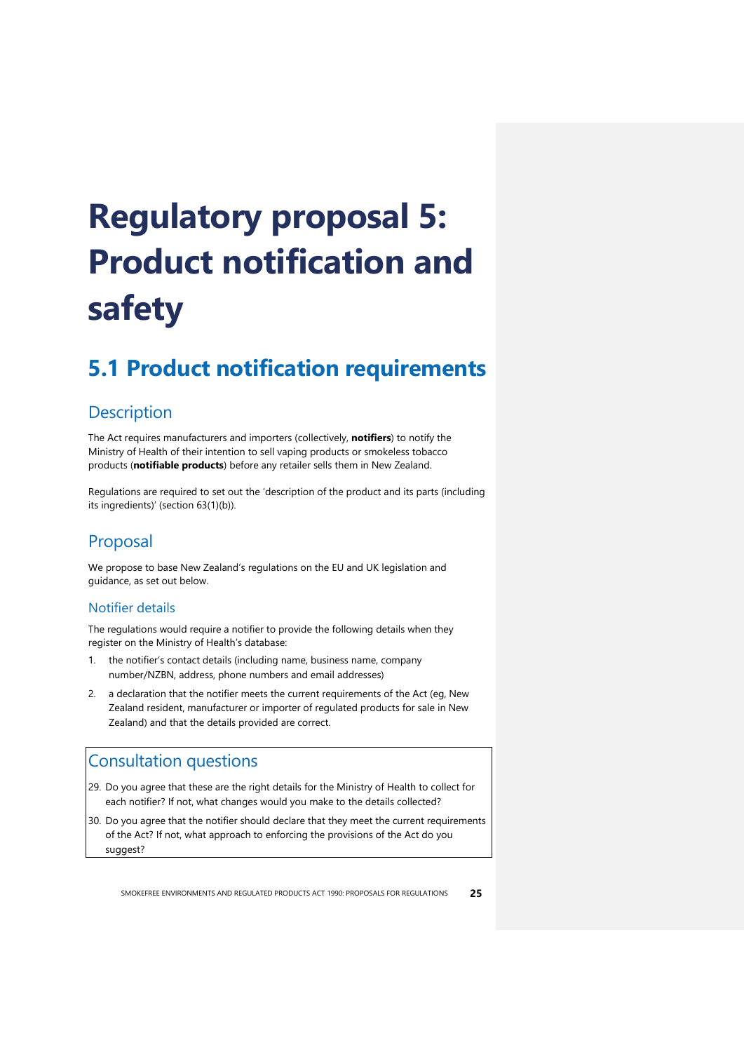# Regulatory proposal 5: Product notification and safety

## 5.1 Product notification requirements

### Description

The Act requires manufacturers and importers (collectively, **notifiers**) to notify the Ministry of Health of their intention to sell vaping products or smokeless tobacco products (**notifiable products**) before any retailer sells them in New Zealand.

Regulations are required to set out the 'description of the product and its parts (including its ingredients)' (section 63(1)(b)).

### Proposal

We propose to base New Zealand's regulations on the EU and UK legislation and guidance, as set out below.

#### Notifier details

The regulations would require a notifier to provide the following details when they register on the Ministry of Health's database:

1. the notifier's contact details (including name, business name, company number/NZBN, address, phone numbers and email addresses)
2. a declaration that the notifier meets the current requirements of the Act (eg, New Zealand resident, manufacturer or importer of regulated products for sale in New Zealand) and that the details provided are correct.

### Consultation questions

29. Do you agree that these are the right details for the Ministry of Health to collect for each notifier? If not, what changes would you make to the details collected?
30. Do you agree that the notifier should declare that they meet the current requirements of the Act? If not, what approach to enforcing the provisions of the Act do you suggest?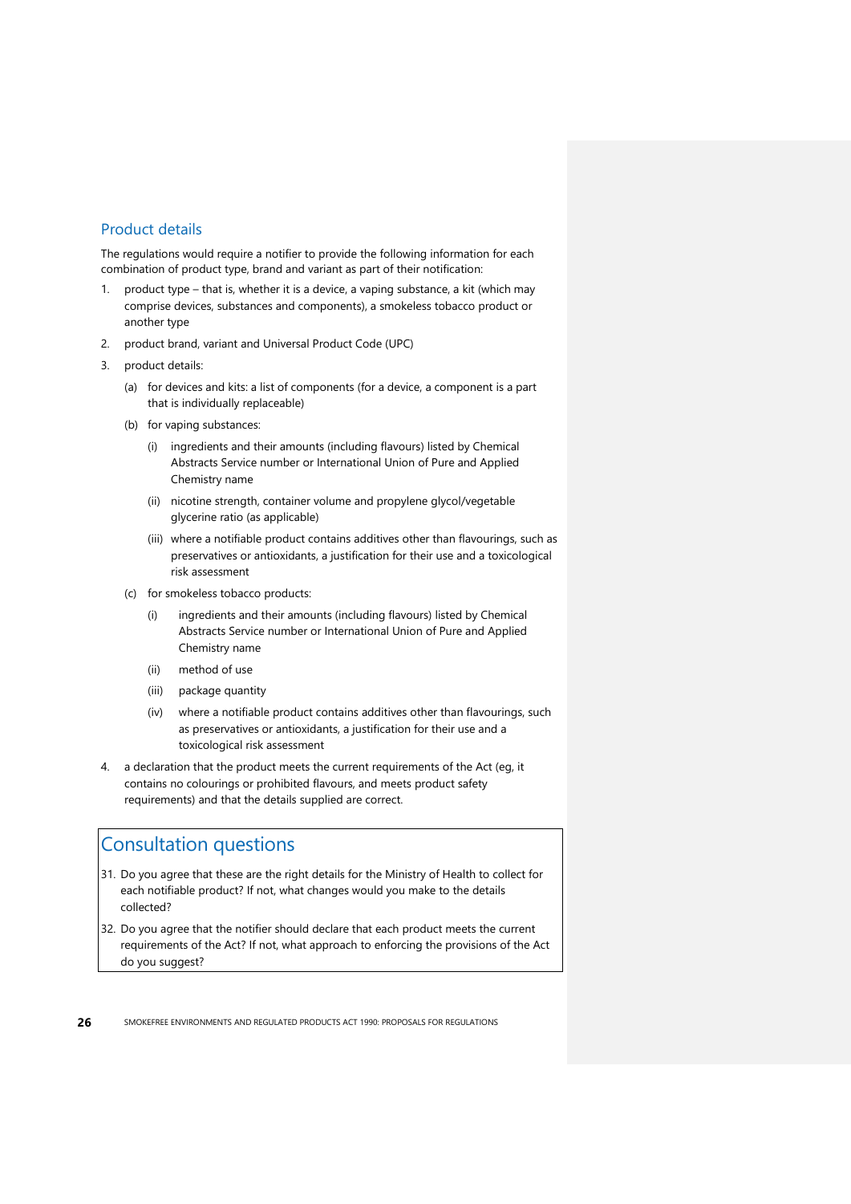## Product details

The regulations would require a notifier to provide the following information for each combination of product type, brand and variant as part of their notification:

1. product type – that is, whether it is a device, a vaping substance, a kit (which may comprise devices, substances and components), a smokeless tobacco product or another type
2. product brand, variant and Universal Product Code (UPC)
3. product details:
   (a) for devices and kits: a list of components (for a device, a component is a part that is individually replaceable)
   (b) for vaping substances:
      (i) ingredients and their amounts (including flavours) listed by Chemical Abstracts Service number or International Union of Pure and Applied Chemistry name
      (ii) nicotine strength, container volume and propylene glycol/vegetable glycerine ratio (as applicable)
      (iii) where a notifiable product contains additives other than flavourings, such as preservatives or antioxidants, a justification for their use and a toxicological risk assessment
   (c) for smokeless tobacco products:
      (i) ingredients and their amounts (including flavours) listed by Chemical Abstracts Service number or International Union of Pure and Applied Chemistry name
      (ii) method of use
      (iii) package quantity
      (iv) where a notifiable product contains additives other than flavourings, such as preservatives or antioxidants, a justification for their use and a toxicological risk assessment
4. a declaration that the product meets the current requirements of the Act (eg, it contains no colourings or prohibited flavours, and meets product safety requirements) and that the details supplied are correct.

## Consultation questions

31. Do you agree that these are the right details for the Ministry of Health to collect for each notifiable product? If not, what changes would you make to the details collected?
32. Do you agree that the notifier should declare that each product meets the current requirements of the Act? If not, what approach to enforcing the provisions of the Act do you suggest?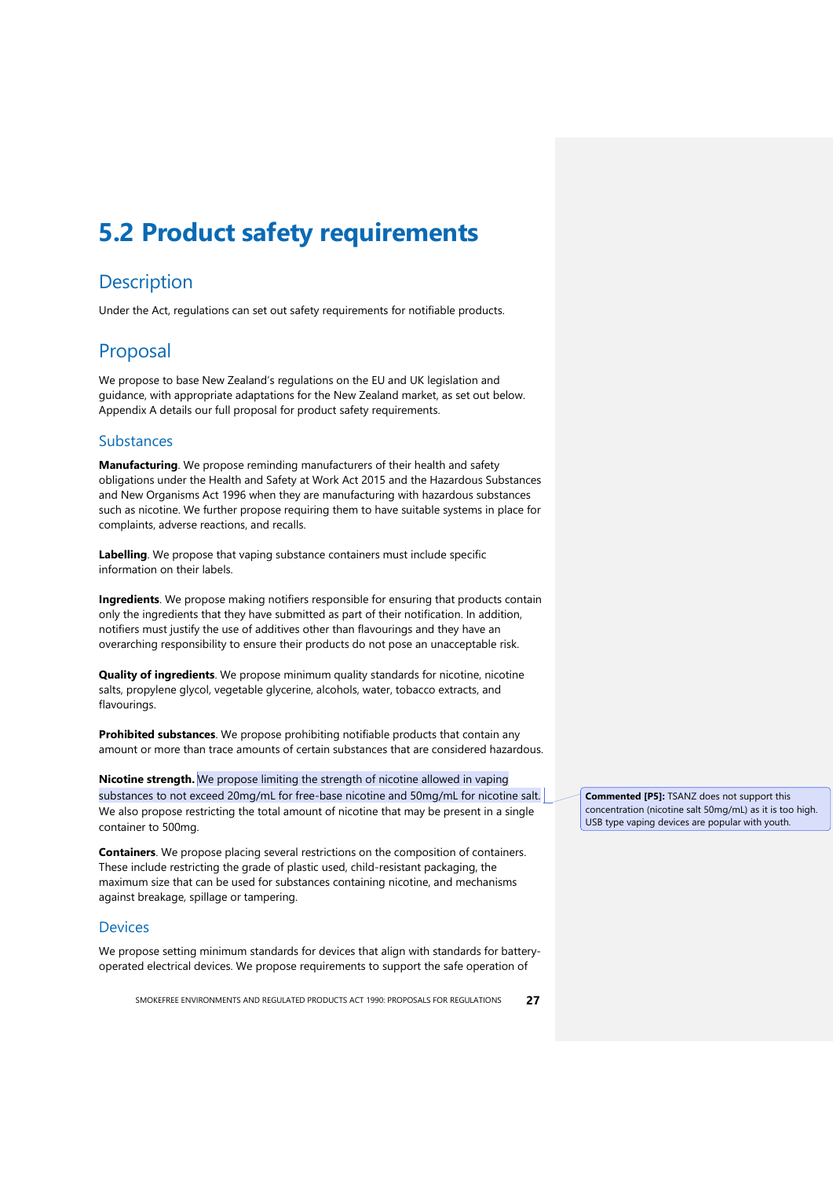# 5.2 Product safety requirements

## Description

Under the Act, regulations can set out safety requirements for notifiable products.

## Proposal

We propose to base New Zealand's regulations on the EU and UK legislation and guidance, with appropriate adaptations for the New Zealand market, as set out below. Appendix A details our full proposal for product safety requirements.

### Substances

**Manufacturing**. We propose reminding manufacturers of their health and safety obligations under the Health and Safety at Work Act 2015 and the Hazardous Substances and New Organisms Act 1996 when they are manufacturing with hazardous substances such as nicotine. We further propose requiring them to have suitable systems in place for complaints, adverse reactions, and recalls.

**Labelling**. We propose that vaping substance containers must include specific information on their labels.

**Ingredients**. We propose making notifiers responsible for ensuring that products contain only the ingredients that they have submitted as part of their notification. In addition, notifiers must justify the use of additives other than flavourings and they have an overarching responsibility to ensure their products do not pose an unacceptable risk.

**Quality of ingredients**. We propose minimum quality standards for nicotine, nicotine salts, propylene glycol, vegetable glycerine, alcohols, water, tobacco extracts, and flavourings.

**Prohibited substances**. We propose prohibiting notifiable products that contain any amount or more than trace amounts of certain substances that are considered hazardous.

**Nicotine strength.** We propose limiting the strength of nicotine allowed in vaping substances to not exceed 20mg/mL for free-base nicotine and 50mg/mL for nicotine salt. We also propose restricting the total amount of nicotine that may be present in a single container to 500mg.

> **Commented [P5]:** TSANZ does not support this concentration (nicotine salt 50mg/mL) as it is too high. USB type vaping devices are popular with youth.

**Containers**. We propose placing several restrictions on the composition of containers. These include restricting the grade of plastic used, child-resistant packaging, the maximum size that can be used for substances containing nicotine, and mechanisms against breakage, spillage or tampering.

### Devices

We propose setting minimum standards for devices that align with standards for battery-operated electrical devices. We propose requirements to support the safe operation of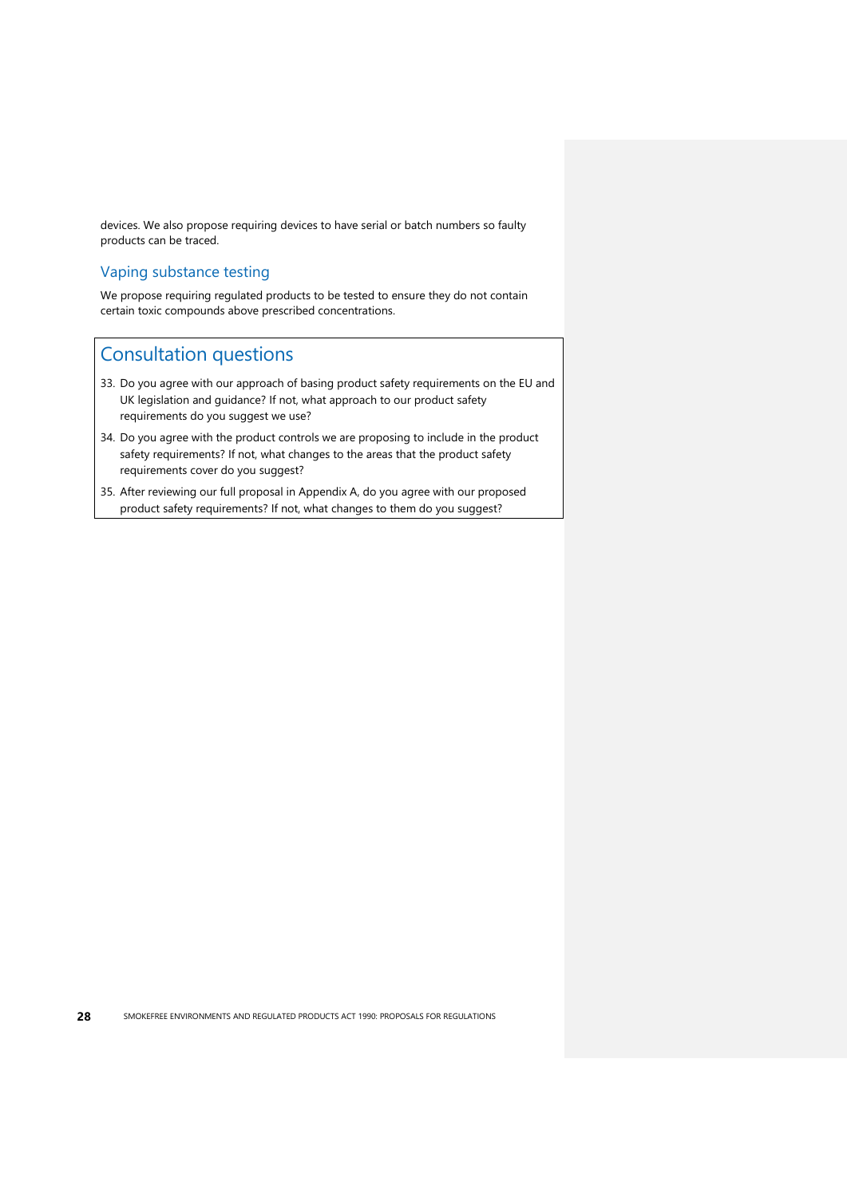devices. We also propose requiring devices to have serial or batch numbers so faulty products can be traced.

### Vaping substance testing

We propose requiring regulated products to be tested to ensure they do not contain certain toxic compounds above prescribed concentrations.

## Consultation questions

33. Do you agree with our approach of basing product safety requirements on the EU and UK legislation and guidance? If not, what approach to our product safety requirements do you suggest we use?
34. Do you agree with the product controls we are proposing to include in the product safety requirements? If not, what changes to the areas that the product safety requirements cover do you suggest?
35. After reviewing our full proposal in Appendix A, do you agree with our proposed product safety requirements? If not, what changes to them do you suggest?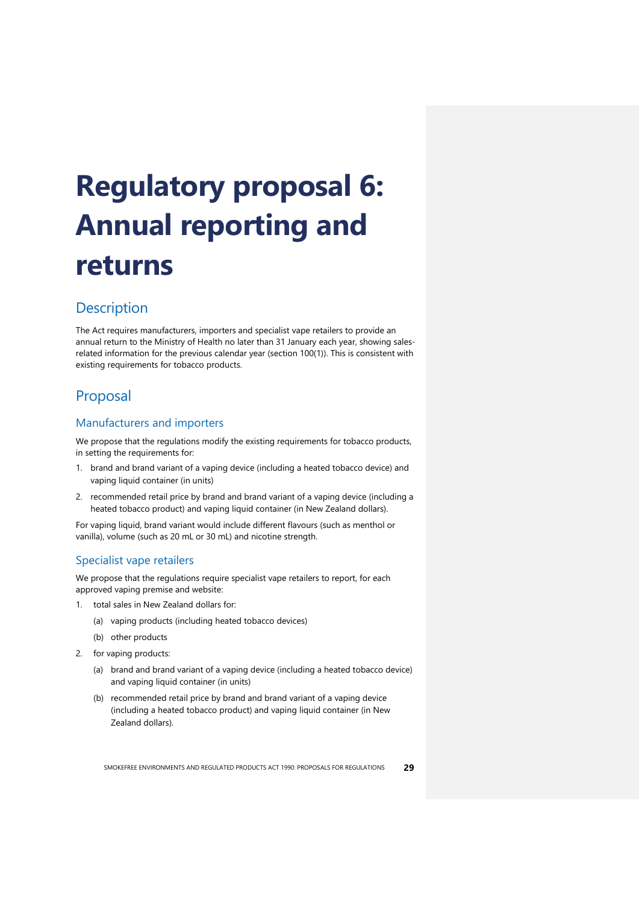# Regulatory proposal 6: Annual reporting and returns

## Description

The Act requires manufacturers, importers and specialist vape retailers to provide an annual return to the Ministry of Health no later than 31 January each year, showing sales-related information for the previous calendar year (section 100(1)). This is consistent with existing requirements for tobacco products.

## Proposal

### Manufacturers and importers

We propose that the regulations modify the existing requirements for tobacco products, in setting the requirements for:

1. brand and brand variant of a vaping device (including a heated tobacco device) and vaping liquid container (in units)
2. recommended retail price by brand and brand variant of a vaping device (including a heated tobacco product) and vaping liquid container (in New Zealand dollars).

For vaping liquid, brand variant would include different flavours (such as menthol or vanilla), volume (such as 20 mL or 30 mL) and nicotine strength.

### Specialist vape retailers

We propose that the regulations require specialist vape retailers to report, for each approved vaping premise and website:

1. total sales in New Zealand dollars for:
   - (a) vaping products (including heated tobacco devices)
   - (b) other products
2. for vaping products:
   - (a) brand and brand variant of a vaping device (including a heated tobacco device) and vaping liquid container (in units)
   - (b) recommended retail price by brand and brand variant of a vaping device (including a heated tobacco product) and vaping liquid container (in New Zealand dollars).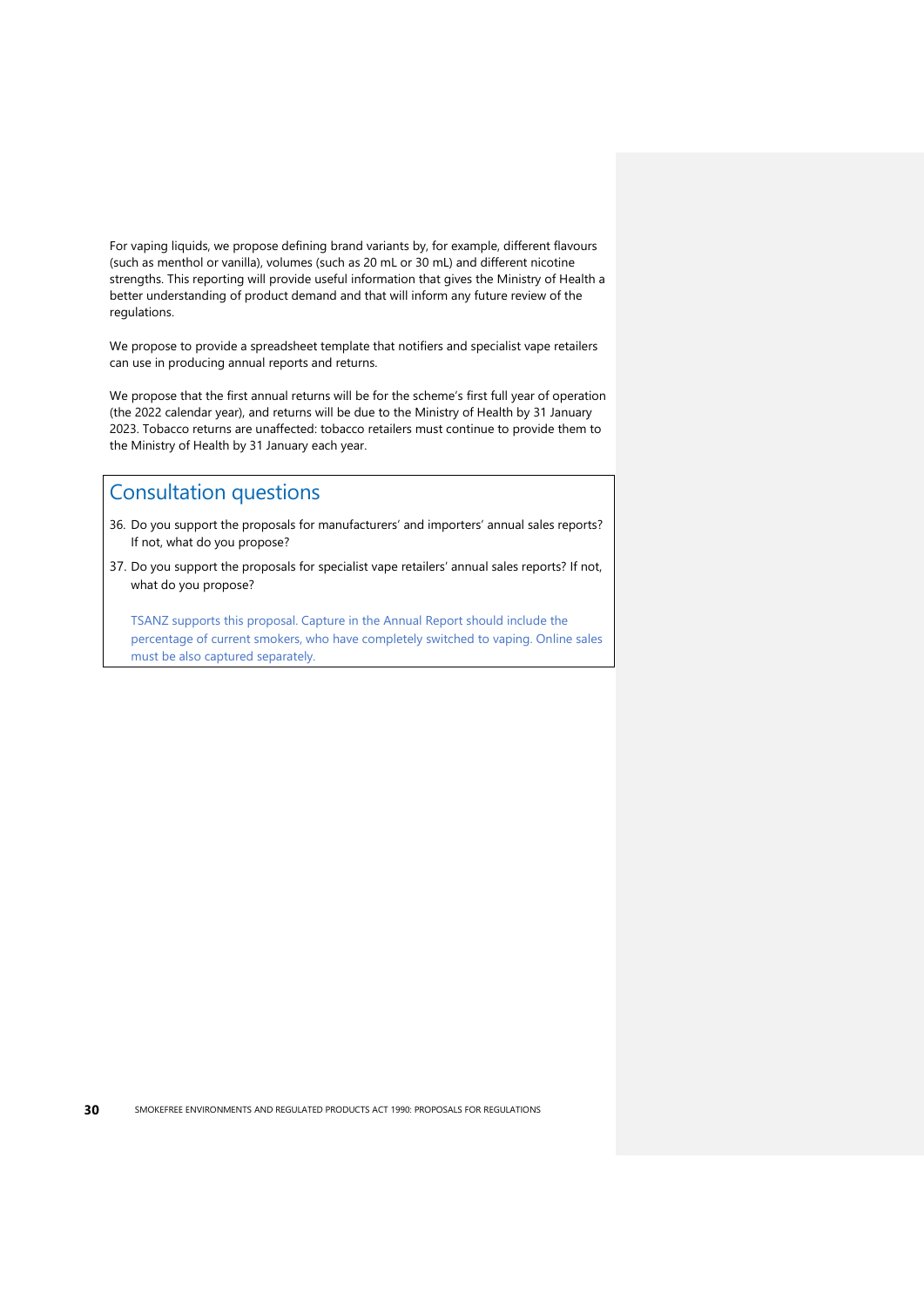For vaping liquids, we propose defining brand variants by, for example, different flavours (such as menthol or vanilla), volumes (such as 20 mL or 30 mL) and different nicotine strengths. This reporting will provide useful information that gives the Ministry of Health a better understanding of product demand and that will inform any future review of the regulations.

We propose to provide a spreadsheet template that notifiers and specialist vape retailers can use in producing annual reports and returns.

We propose that the first annual returns will be for the scheme's first full year of operation (the 2022 calendar year), and returns will be due to the Ministry of Health by 31 January 2023. Tobacco returns are unaffected: tobacco retailers must continue to provide them to the Ministry of Health by 31 January each year.

## Consultation questions

36. Do you support the proposals for manufacturers' and importers' annual sales reports? If not, what do you propose?
37. Do you support the proposals for specialist vape retailers' annual sales reports? If not, what do you propose?

    TSANZ supports this proposal. Capture in the Annual Report should include the percentage of current smokers, who have completely switched to vaping. Online sales must be also captured separately.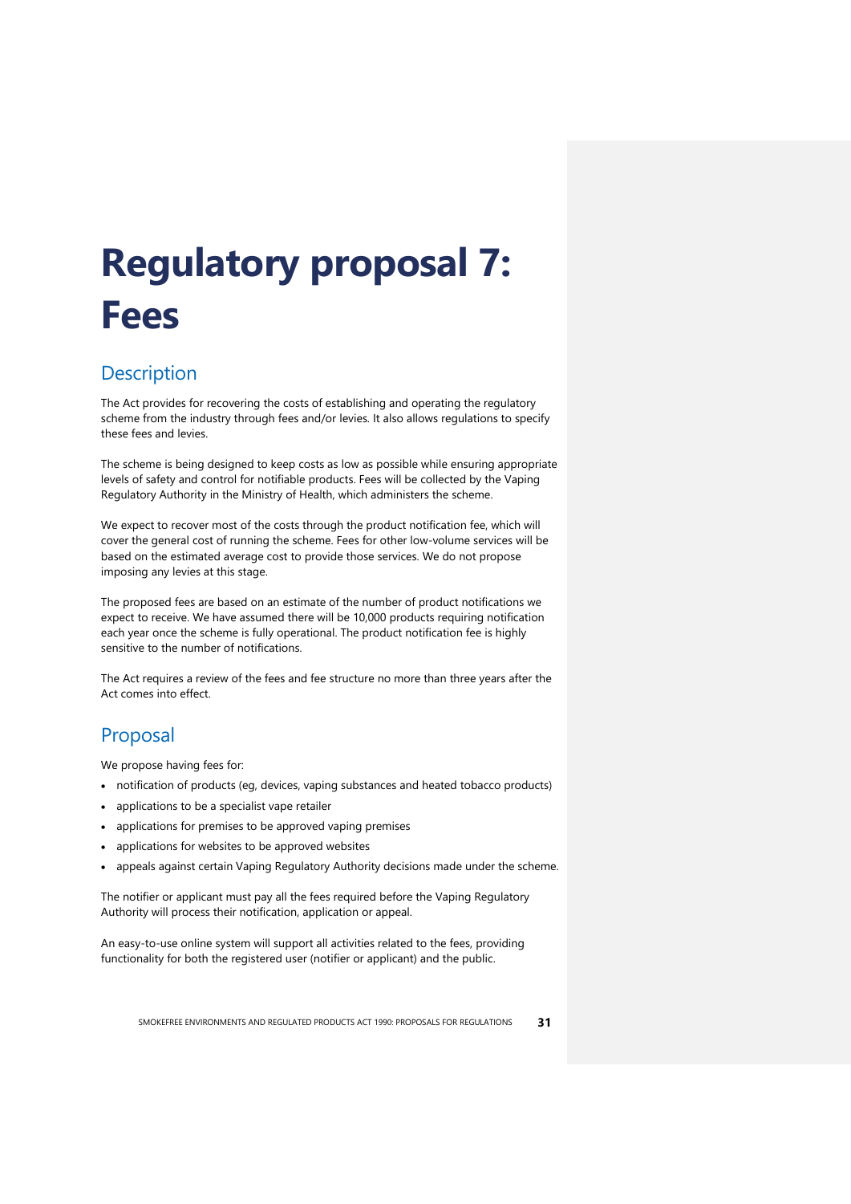# Regulatory proposal 7: Fees

## Description

The Act provides for recovering the costs of establishing and operating the regulatory scheme from the industry through fees and/or levies. It also allows regulations to specify these fees and levies.

The scheme is being designed to keep costs as low as possible while ensuring appropriate levels of safety and control for notifiable products. Fees will be collected by the Vaping Regulatory Authority in the Ministry of Health, which administers the scheme.

We expect to recover most of the costs through the product notification fee, which will cover the general cost of running the scheme. Fees for other low-volume services will be based on the estimated average cost to provide those services. We do not propose imposing any levies at this stage.

The proposed fees are based on an estimate of the number of product notifications we expect to receive. We have assumed there will be 10,000 products requiring notification each year once the scheme is fully operational. The product notification fee is highly sensitive to the number of notifications.

The Act requires a review of the fees and fee structure no more than three years after the Act comes into effect.

## Proposal

We propose having fees for:

- notification of products (eg, devices, vaping substances and heated tobacco products)
- applications to be a specialist vape retailer
- applications for premises to be approved vaping premises
- applications for websites to be approved websites
- appeals against certain Vaping Regulatory Authority decisions made under the scheme.

The notifier or applicant must pay all the fees required before the Vaping Regulatory Authority will process their notification, application or appeal.

An easy-to-use online system will support all activities related to the fees, providing functionality for both the registered user (notifier or applicant) and the public.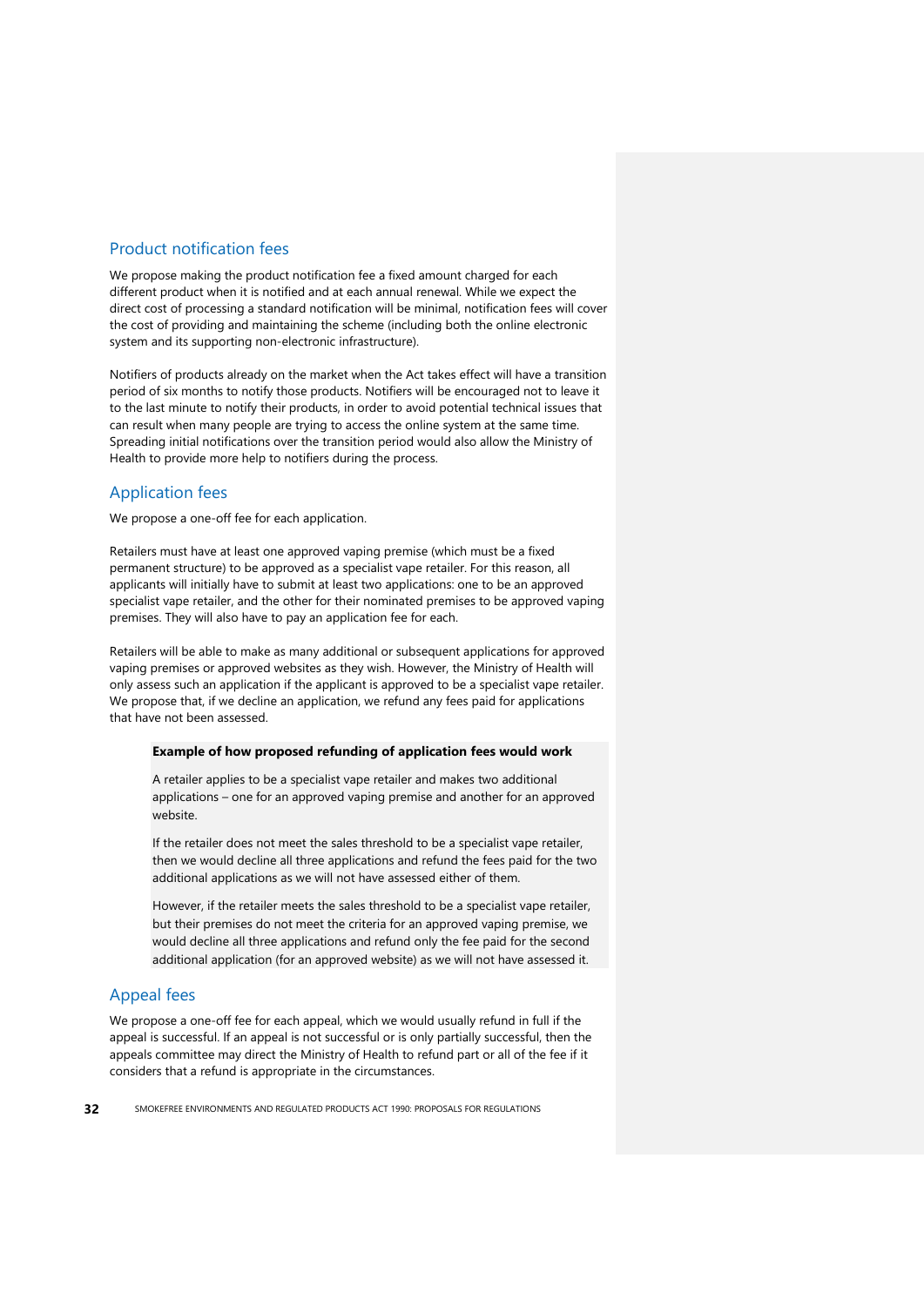## Product notification fees

We propose making the product notification fee a fixed amount charged for each different product when it is notified and at each annual renewal. While we expect the direct cost of processing a standard notification will be minimal, notification fees will cover the cost of providing and maintaining the scheme (including both the online electronic system and its supporting non-electronic infrastructure).

Notifiers of products already on the market when the Act takes effect will have a transition period of six months to notify those products. Notifiers will be encouraged not to leave it to the last minute to notify their products, in order to avoid potential technical issues that can result when many people are trying to access the online system at the same time. Spreading initial notifications over the transition period would also allow the Ministry of Health to provide more help to notifiers during the process.

## Application fees

We propose a one-off fee for each application.

Retailers must have at least one approved vaping premise (which must be a fixed permanent structure) to be approved as a specialist vape retailer. For this reason, all applicants will initially have to submit at least two applications: one to be an approved specialist vape retailer, and the other for their nominated premises to be approved vaping premises. They will also have to pay an application fee for each.

Retailers will be able to make as many additional or subsequent applications for approved vaping premises or approved websites as they wish. However, the Ministry of Health will only assess such an application if the applicant is approved to be a specialist vape retailer. We propose that, if we decline an application, we refund any fees paid for applications that have not been assessed.

**Example of how proposed refunding of application fees would work**

A retailer applies to be a specialist vape retailer and makes two additional applications – one for an approved vaping premise and another for an approved website.

If the retailer does not meet the sales threshold to be a specialist vape retailer, then we would decline all three applications and refund the fees paid for the two additional applications as we will not have assessed either of them.

However, if the retailer meets the sales threshold to be a specialist vape retailer, but their premises do not meet the criteria for an approved vaping premise, we would decline all three applications and refund only the fee paid for the second additional application (for an approved website) as we will not have assessed it.

## Appeal fees

We propose a one-off fee for each appeal, which we would usually refund in full if the appeal is successful. If an appeal is not successful or is only partially successful, then the appeals committee may direct the Ministry of Health to refund part or all of the fee if it considers that a refund is appropriate in the circumstances.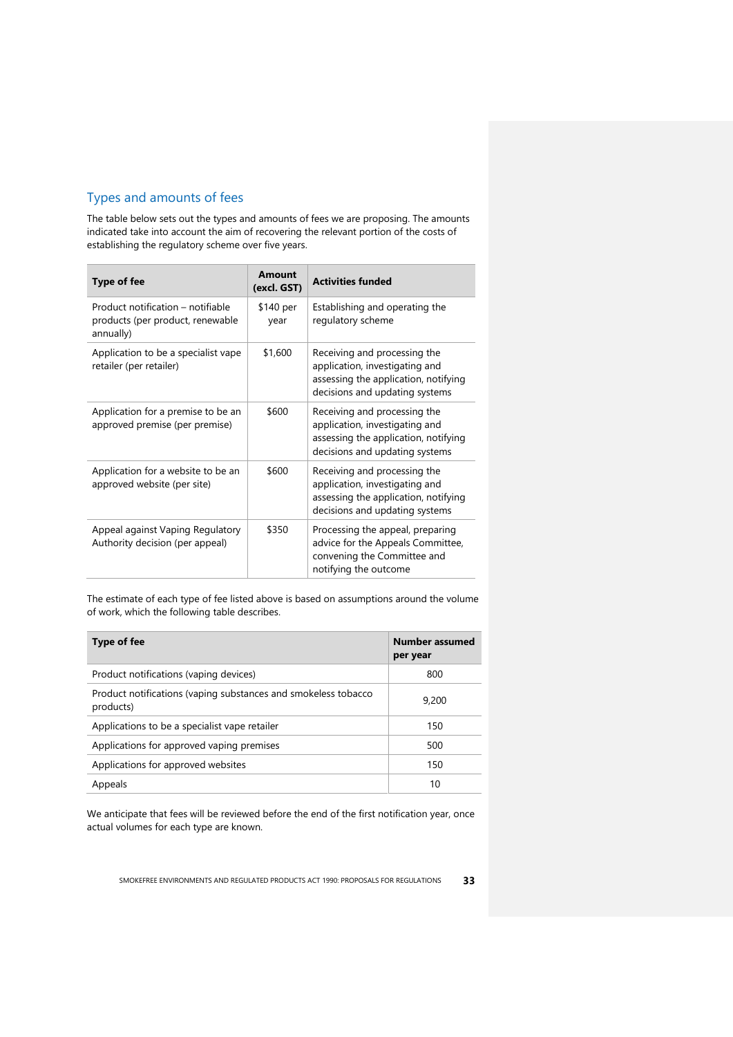## Types and amounts of fees

The table below sets out the types and amounts of fees we are proposing. The amounts indicated take into account the aim of recovering the relevant portion of the costs of establishing the regulatory scheme over five years.

| Type of fee | Amount (excl. GST) | Activities funded |
| --- | --- | --- |
| Product notification – notifiable products (per product, renewable annually) | $140 per year | Establishing and operating the regulatory scheme |
| Application to be a specialist vape retailer (per retailer) | $1,600 | Receiving and processing the application, investigating and assessing the application, notifying decisions and updating systems |
| Application for a premise to be an approved premise (per premise) | $600 | Receiving and processing the application, investigating and assessing the application, notifying decisions and updating systems |
| Application for a website to be an approved website (per site) | $600 | Receiving and processing the application, investigating and assessing the application, notifying decisions and updating systems |
| Appeal against Vaping Regulatory Authority decision (per appeal) | $350 | Processing the appeal, preparing advice for the Appeals Committee, convening the Committee and notifying the outcome |

The estimate of each type of fee listed above is based on assumptions around the volume of work, which the following table describes.

| Type of fee | Number assumed per year |
| --- | --- |
| Product notifications (vaping devices) | 800 |
| Product notifications (vaping substances and smokeless tobacco products) | 9,200 |
| Applications to be a specialist vape retailer | 150 |
| Applications for approved vaping premises | 500 |
| Applications for approved websites | 150 |
| Appeals | 10 |

We anticipate that fees will be reviewed before the end of the first notification year, once actual volumes for each type are known.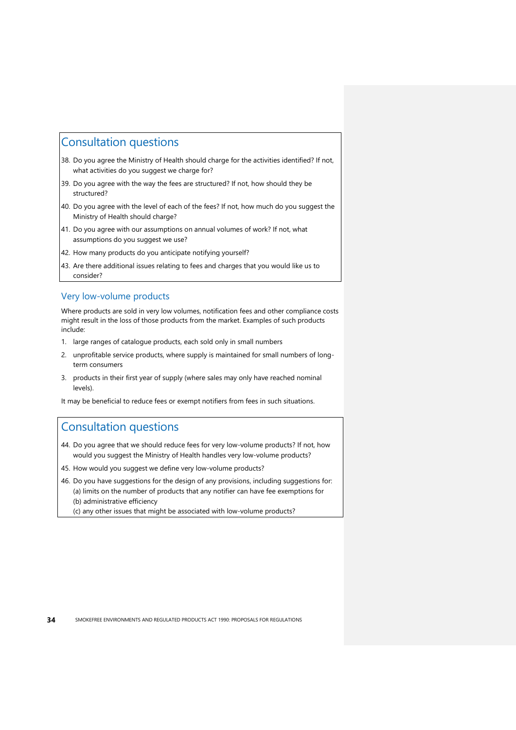## Consultation questions

38. Do you agree the Ministry of Health should charge for the activities identified? If not, what activities do you suggest we charge for?
39. Do you agree with the way the fees are structured? If not, how should they be structured?
40. Do you agree with the level of each of the fees? If not, how much do you suggest the Ministry of Health should charge?
41. Do you agree with our assumptions on annual volumes of work? If not, what assumptions do you suggest we use?
42. How many products do you anticipate notifying yourself?
43. Are there additional issues relating to fees and charges that you would like us to consider?

### Very low-volume products

Where products are sold in very low volumes, notification fees and other compliance costs might result in the loss of those products from the market. Examples of such products include:

1. large ranges of catalogue products, each sold only in small numbers
2. unprofitable service products, where supply is maintained for small numbers of long-term consumers
3. products in their first year of supply (where sales may only have reached nominal levels).

It may be beneficial to reduce fees or exempt notifiers from fees in such situations.

## Consultation questions

44. Do you agree that we should reduce fees for very low-volume products? If not, how would you suggest the Ministry of Health handles very low-volume products?
45. How would you suggest we define very low-volume products?
46. Do you have suggestions for the design of any provisions, including suggestions for:
    (a) limits on the number of products that any notifier can have fee exemptions for
    (b) administrative efficiency
    (c) any other issues that might be associated with low-volume products?